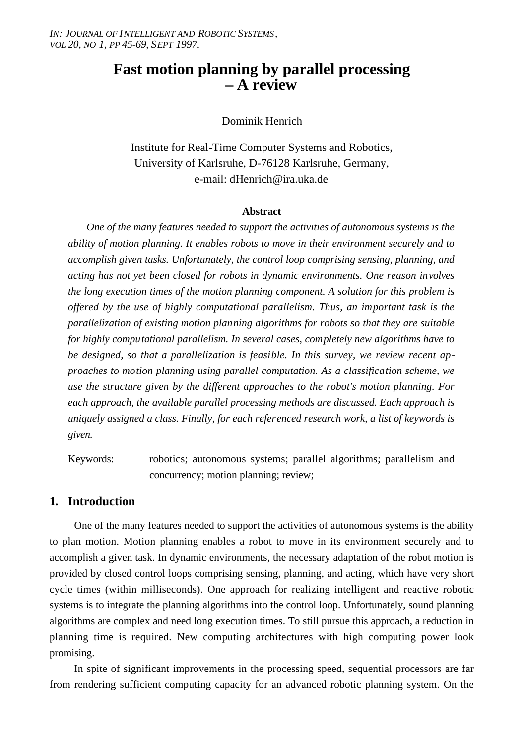*IN: JOURNAL OF INTELLIGENT AND ROBOTIC SYSTEMS, VOL 20, NO 1, PP 45-69, SEPT 1997.*

# Fast motion planning by parallel processing – A review

Dominik Henrich

Institute for Real-Time Computer Systems and Robotics,
University of Karlsruhe, D-76128 Karlsruhe, Germany,
e-mail: dHenrich@ira.uka.de

**Abstract**

*One of the many features needed to support the activities of autonomous systems is the ability of motion planning. It enables robots to move in their environment securely and to accomplish given tasks. Unfortunately, the control loop comprising sensing, planning, and acting has not yet been closed for robots in dynamic environments. One reason involves the long execution times of the motion planning component. A solution for this problem is offered by the use of highly computational parallelism. Thus, an important task is the parallelization of existing motion planning algorithms for robots so that they are suitable for highly computational parallelism. In several cases, completely new algorithms have to be designed, so that a parallelization is feasible. In this survey, we review recent approaches to motion planning using parallel computation. As a classification scheme, we use the structure given by the different approaches to the robot's motion planning. For each approach, the available parallel processing methods are discussed. Each approach is uniquely assigned a class. Finally, for each referenced research work, a list of keywords is given.*

Keywords: robotics; autonomous systems; parallel algorithms; parallelism and concurrency; motion planning; review;

## 1. Introduction

One of the many features needed to support the activities of autonomous systems is the ability to plan motion. Motion planning enables a robot to move in its environment securely and to accomplish a given task. In dynamic environments, the necessary adaptation of the robot motion is provided by closed control loops comprising sensing, planning, and acting, which have very short cycle times (within milliseconds). One approach for realizing intelligent and reactive robotic systems is to integrate the planning algorithms into the control loop. Unfortunately, sound planning algorithms are complex and need long execution times. To still pursue this approach, a reduction in planning time is required. New computing architectures with high computing power look promising.

In spite of significant improvements in the processing speed, sequential processors are far from rendering sufficient computing capacity for an advanced robotic planning system. On the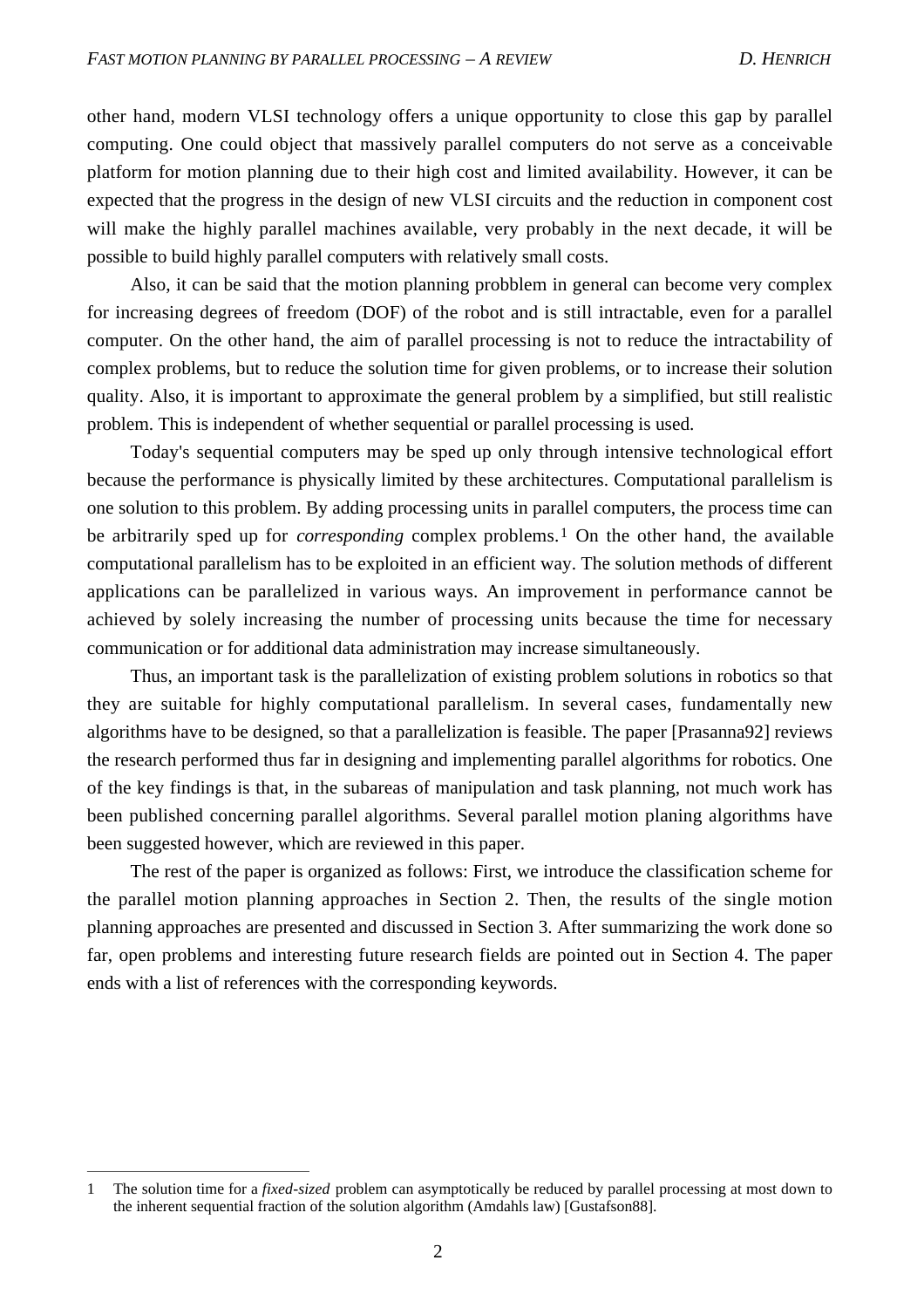other hand, modern VLSI technology offers a unique opportunity to close this gap by parallel computing. One could object that massively parallel computers do not serve as a conceivable platform for motion planning due to their high cost and limited availability. However, it can be expected that the progress in the design of new VLSI circuits and the reduction in component cost will make the highly parallel machines available, very probably in the next decade, it will be possible to build highly parallel computers with relatively small costs.

Also, it can be said that the motion planning probblem in general can become very complex for increasing degrees of freedom (DOF) of the robot and is still intractable, even for a parallel computer. On the other hand, the aim of parallel processing is not to reduce the intractability of complex problems, but to reduce the solution time for given problems, or to increase their solution quality. Also, it is important to approximate the general problem by a simplified, but still realistic problem. This is independent of whether sequential or parallel processing is used.

Today's sequential computers may be sped up only through intensive technological effort because the performance is physically limited by these architectures. Computational parallelism is one solution to this problem. By adding processing units in parallel computers, the process time can be arbitrarily sped up for *corresponding* complex problems.[1] On the other hand, the available computational parallelism has to be exploited in an efficient way. The solution methods of different applications can be parallelized in various ways. An improvement in performance cannot be achieved by solely increasing the number of processing units because the time for necessary communication or for additional data administration may increase simultaneously.

Thus, an important task is the parallelization of existing problem solutions in robotics so that they are suitable for highly computational parallelism. In several cases, fundamentally new algorithms have to be designed, so that a parallelization is feasible. The paper [Prasanna92] reviews the research performed thus far in designing and implementing parallel algorithms for robotics. One of the key findings is that, in the subareas of manipulation and task planning, not much work has been published concerning parallel algorithms. Several parallel motion planing algorithms have been suggested however, which are reviewed in this paper.

The rest of the paper is organized as follows: First, we introduce the classification scheme for the parallel motion planning approaches in Section 2. Then, the results of the single motion planning approaches are presented and discussed in Section 3. After summarizing the work done so far, open problems and interesting future research fields are pointed out in Section 4. The paper ends with a list of references with the corresponding keywords.

---

1 The solution time for a *fixed-sized* problem can asymptotically be reduced by parallel processing at most down to the inherent sequential fraction of the solution algorithm (Amdahls law) [Gustafson88].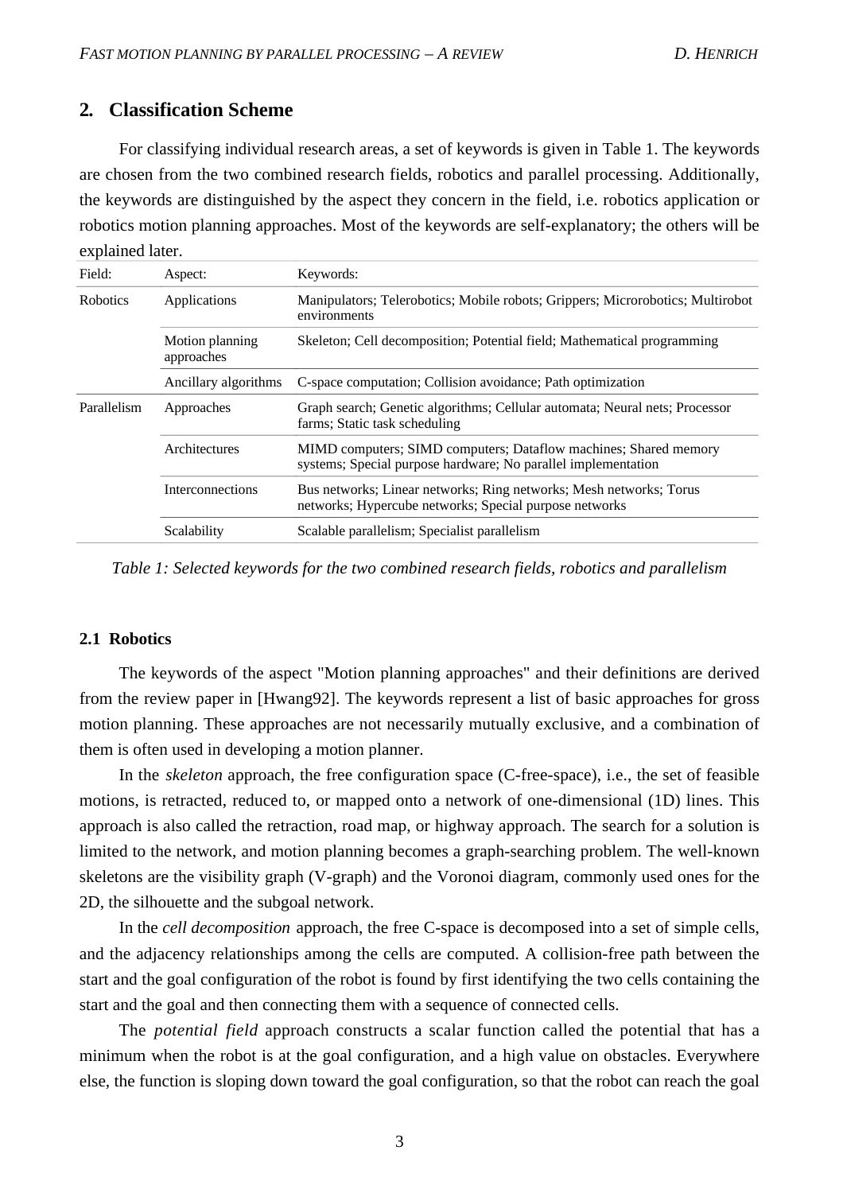## 2. Classification Scheme

For classifying individual research areas, a set of keywords is given in Table 1. The keywords are chosen from the two combined research fields, robotics and parallel processing. Additionally, the keywords are distinguished by the aspect they concern in the field, i.e. robotics application or robotics motion planning approaches. Most of the keywords are self-explanatory; the others will be explained later.

| Field: | Aspect: | Keywords: |
|---|---|---|
| Robotics | Applications | Manipulators; Telerobotics; Mobile robots; Grippers; Microrobotics; Multirobot environments |
| | Motion planning approaches | Skeleton; Cell decomposition; Potential field; Mathematical programming |
| | Ancillary algorithms | C-space computation; Collision avoidance; Path optimization |
| Parallelism | Approaches | Graph search; Genetic algorithms; Cellular automata; Neural nets; Processor farms; Static task scheduling |
| | Architectures | MIMD computers; SIMD computers; Dataflow machines; Shared memory systems; Special purpose hardware; No parallel implementation |
| | Interconnections | Bus networks; Linear networks; Ring networks; Mesh networks; Torus networks; Hypercube networks; Special purpose networks |
| | Scalability | Scalable parallelism; Specialist parallelism |

*Table 1: Selected keywords for the two combined research fields, robotics and parallelism*

### 2.1 Robotics

The keywords of the aspect "Motion planning approaches" and their definitions are derived from the review paper in [Hwang92]. The keywords represent a list of basic approaches for gross motion planning. These approaches are not necessarily mutually exclusive, and a combination of them is often used in developing a motion planner.

In the *skeleton* approach, the free configuration space (C-free-space), i.e., the set of feasible motions, is retracted, reduced to, or mapped onto a network of one-dimensional (1D) lines. This approach is also called the retraction, road map, or highway approach. The search for a solution is limited to the network, and motion planning becomes a graph-searching problem. The well-known skeletons are the visibility graph (V-graph) and the Voronoi diagram, commonly used ones for the 2D, the silhouette and the subgoal network.

In the *cell decomposition* approach, the free C-space is decomposed into a set of simple cells, and the adjacency relationships among the cells are computed. A collision-free path between the start and the goal configuration of the robot is found by first identifying the two cells containing the start and the goal and then connecting them with a sequence of connected cells.

The *potential field* approach constructs a scalar function called the potential that has a minimum when the robot is at the goal configuration, and a high value on obstacles. Everywhere else, the function is sloping down toward the goal configuration, so that the robot can reach the goal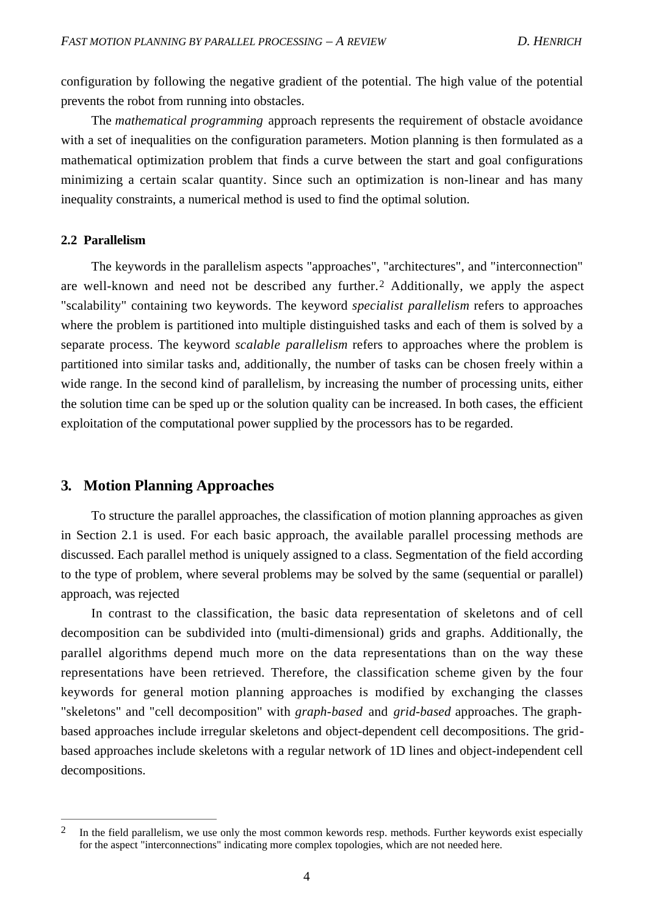configuration by following the negative gradient of the potential. The high value of the potential prevents the robot from running into obstacles.

The *mathematical programming* approach represents the requirement of obstacle avoidance with a set of inequalities on the configuration parameters. Motion planning is then formulated as a mathematical optimization problem that finds a curve between the start and goal configurations minimizing a certain scalar quantity. Since such an optimization is non-linear and has many inequality constraints, a numerical method is used to find the optimal solution.

### 2.2 Parallelism

The keywords in the parallelism aspects "approaches", "architectures", and "interconnection" are well-known and need not be described any further.[2] Additionally, we apply the aspect "scalability" containing two keywords. The keyword *specialist parallelism* refers to approaches where the problem is partitioned into multiple distinguished tasks and each of them is solved by a separate process. The keyword *scalable parallelism* refers to approaches where the problem is partitioned into similar tasks and, additionally, the number of tasks can be chosen freely within a wide range. In the second kind of parallelism, by increasing the number of processing units, either the solution time can be sped up or the solution quality can be increased. In both cases, the efficient exploitation of the computational power supplied by the processors has to be regarded.

## 3. Motion Planning Approaches

To structure the parallel approaches, the classification of motion planning approaches as given in Section 2.1 is used. For each basic approach, the available parallel processing methods are discussed. Each parallel method is uniquely assigned to a class. Segmentation of the field according to the type of problem, where several problems may be solved by the same (sequential or parallel) approach, was rejected

In contrast to the classification, the basic data representation of skeletons and of cell decomposition can be subdivided into (multi-dimensional) grids and graphs. Additionally, the parallel algorithms depend much more on the data representations than on the way these representations have been retrieved. Therefore, the classification scheme given by the four keywords for general motion planning approaches is modified by exchanging the classes "skeletons" and "cell decomposition" with *graph-based* and *grid-based* approaches. The graph-based approaches include irregular skeletons and object-dependent cell decompositions. The grid-based approaches include skeletons with a regular network of 1D lines and object-independent cell decompositions.

---

[2] In the field parallelism, we use only the most common kewords resp. methods. Further keywords exist especially for the aspect "interconnections" indicating more complex topologies, which are not needed here.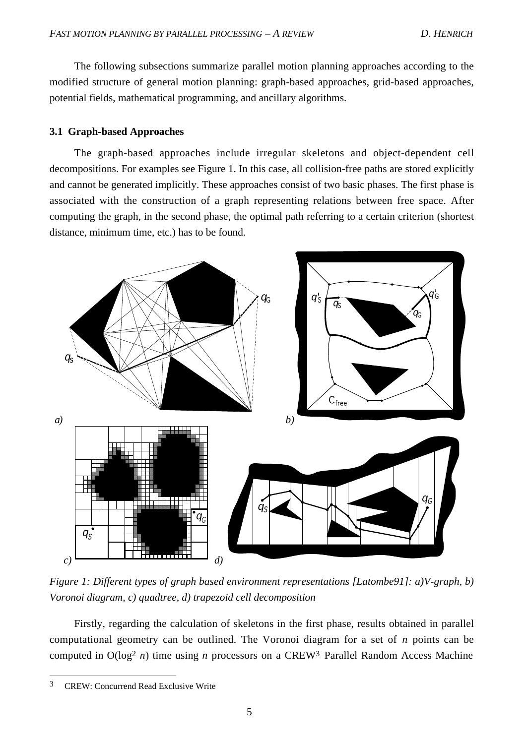The following subsections summarize parallel motion planning approaches according to the modified structure of general motion planning: graph-based approaches, grid-based approaches, potential fields, mathematical programming, and ancillary algorithms.

### 3.1 Graph-based Approaches

The graph-based approaches include irregular skeletons and object-dependent cell decompositions. For examples see Figure 1. In this case, all collision-free paths are stored explicitly and cannot be generated implicitly. These approaches consist of two basic phases. The first phase is associated with the construction of a graph representing relations between free space. After computing the graph, in the second phase, the optimal path referring to a certain criterion (shortest distance, minimum time, etc.) has to be found.

*Figure 1: Different types of graph based environment representations [Latombe91]: a)V-graph, b) Voronoi diagram, c) quadtree, d) trapezoid cell decomposition*

Firstly, regarding the calculation of skeletons in the first phase, results obtained in parallel computational geometry can be outlined. The Voronoi diagram for a set of *n* points can be computed in $O(\log^2 n)$ time using *n* processors on a CREW[3] Parallel Random Access Machine

---

[3] CREW: Concurrend Read Exclusive Write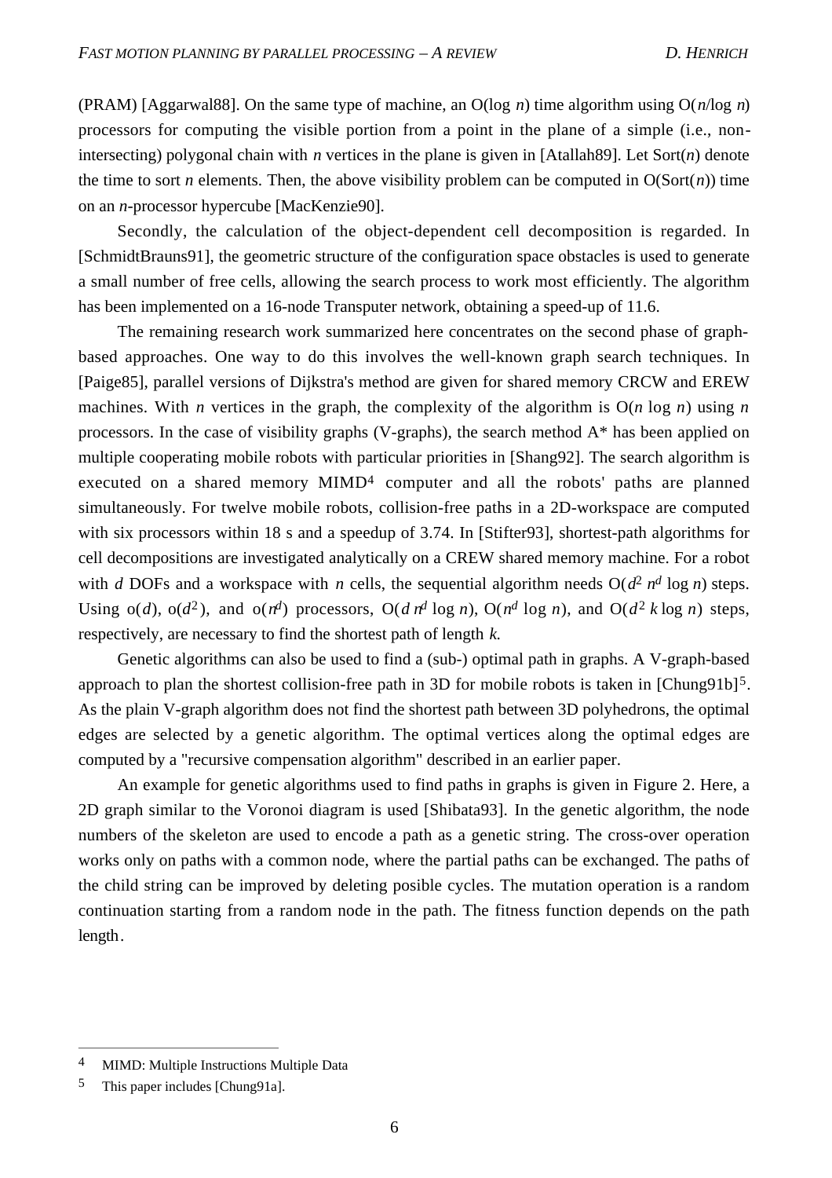(PRAM) [Aggarwal88]. On the same type of machine, an O(log $n$) time algorithm using O($n$/log $n$) processors for computing the visible portion from a point in the plane of a simple (i.e., non-intersecting) polygonal chain with $n$ vertices in the plane is given in [Atallah89]. Let Sort($n$) denote the time to sort $n$ elements. Then, the above visibility problem can be computed in O(Sort($n$)) time on an $n$-processor hypercube [MacKenzie90].

Secondly, the calculation of the object-dependent cell decomposition is regarded. In [SchmidtBrauns91], the geometric structure of the configuration space obstacles is used to generate a small number of free cells, allowing the search process to work most efficiently. The algorithm has been implemented on a 16-node Transputer network, obtaining a speed-up of 11.6.

The remaining research work summarized here concentrates on the second phase of graph-based approaches. One way to do this involves the well-known graph search techniques. In [Paige85], parallel versions of Dijkstra's method are given for shared memory CRCW and EREW machines. With $n$ vertices in the graph, the complexity of the algorithm is O($n$ log $n$) using $n$ processors. In the case of visibility graphs (V-graphs), the search method A* has been applied on multiple cooperating mobile robots with particular priorities in [Shang92]. The search algorithm is executed on a shared memory MIMD[4] computer and all the robots' paths are planned simultaneously. For twelve mobile robots, collision-free paths in a 2D-workspace are computed with six processors within 18 s and a speedup of 3.74. In [Stifter93], shortest-path algorithms for cell decompositions are investigated analytically on a CREW shared memory machine. For a robot with $d$ DOFs and a workspace with $n$ cells, the sequential algorithm needs $O(d^2\, n^d \log n)$ steps. Using $o(d)$, $o(d^2)$, and $o(n^d)$ processors, $O(d\, n^d \log n)$, $O(n^d \log n)$, and $O(d^2\, k \log n)$ steps, respectively, are necessary to find the shortest path of length $k$.

Genetic algorithms can also be used to find a (sub-) optimal path in graphs. A V-graph-based approach to plan the shortest collision-free path in 3D for mobile robots is taken in [Chung91b][5]. As the plain V-graph algorithm does not find the shortest path between 3D polyhedrons, the optimal edges are selected by a genetic algorithm. The optimal vertices along the optimal edges are computed by a "recursive compensation algorithm" described in an earlier paper.

An example for genetic algorithms used to find paths in graphs is given in Figure 2. Here, a 2D graph similar to the Voronoi diagram is used [Shibata93]. In the genetic algorithm, the node numbers of the skeleton are used to encode a path as a genetic string. The cross-over operation works only on paths with a common node, where the partial paths can be exchanged. The paths of the child string can be improved by deleting posible cycles. The mutation operation is a random continuation starting from a random node in the path. The fitness function depends on the path length.

---

[4] MIMD: Multiple Instructions Multiple Data

[5] This paper includes [Chung91a].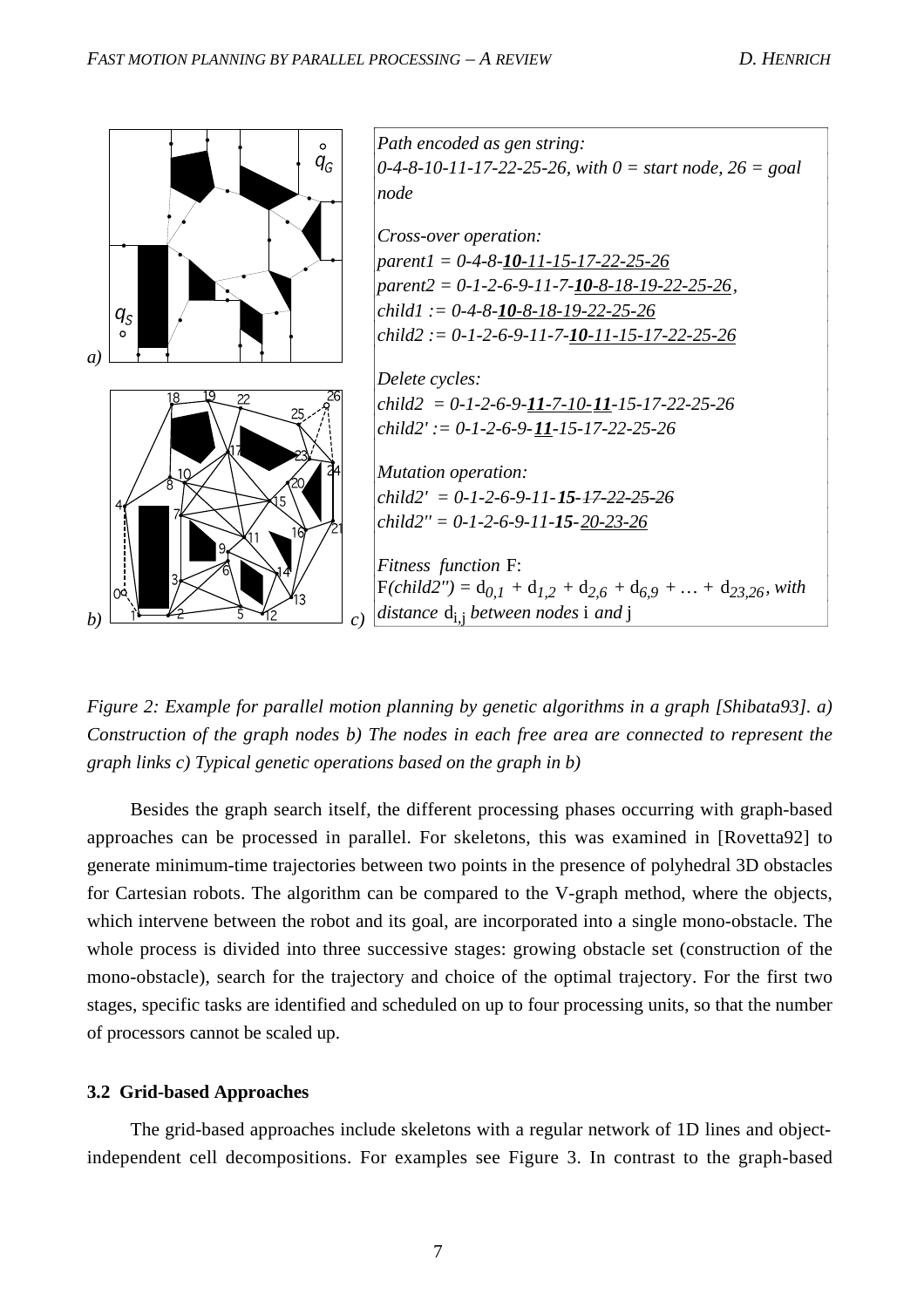*Path encoded as gen string:*
*0-4-8-10-11-17-22-25-26, with 0 = start node, 26 = goal node*

*Cross-over operation:*
*parent1 = 0-4-8-**10-11-15-17-22-25-26***
*parent2 = 0-1-2-6-9-11-7-**10-8-18-19-22-25-26**,*
*child1 := 0-4-8-**10-8-18-19-22-25-26***
*child2 := 0-1-2-6-9-11-7-**10-11-15-17-22-25-26***

*Delete cycles:*
*child2 = 0-1-2-6-9-**11-7-10-11**-15-17-22-25-26*
*child2' := 0-1-2-6-9-**11**-15-17-22-25-26*

*Mutation operation:*
*child2' = 0-1-2-6-9-11-**15**-~~17-22-25-26~~*
*child2'' = 0-1-2-6-9-11-**15**-20-23-26*

*Fitness function* F:
F*(child2'')* = $d_{0,1} + d_{1,2} + d_{2,6} + d_{6,9} + \ldots + d_{23,26}$, *with distance* $d_{i,j}$ *between nodes* i *and* j

*Figure 2: Example for parallel motion planning by genetic algorithms in a graph [Shibata93]. a) Construction of the graph nodes b) The nodes in each free area are connected to represent the graph links c) Typical genetic operations based on the graph in b)*

Besides the graph search itself, the different processing phases occurring with graph-based approaches can be processed in parallel. For skeletons, this was examined in [Rovetta92] to generate minimum-time trajectories between two points in the presence of polyhedral 3D obstacles for Cartesian robots. The algorithm can be compared to the V-graph method, where the objects, which intervene between the robot and its goal, are incorporated into a single mono-obstacle. The whole process is divided into three successive stages: growing obstacle set (construction of the mono-obstacle), search for the trajectory and choice of the optimal trajectory. For the first two stages, specific tasks are identified and scheduled on up to four processing units, so that the number of processors cannot be scaled up.

### 3.2 Grid-based Approaches

The grid-based approaches include skeletons with a regular network of 1D lines and object-independent cell decompositions. For examples see Figure 3. In contrast to the graph-based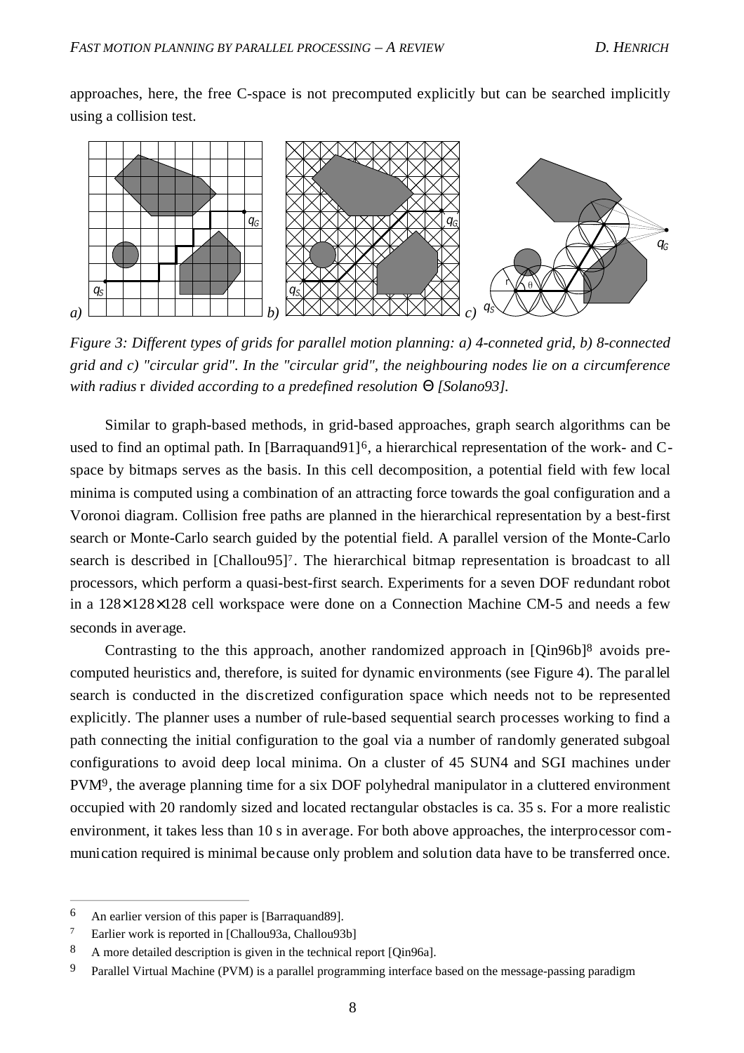approaches, here, the free C-space is not precomputed explicitly but can be searched implicitly using a collision test.

*Figure 3: Different types of grids for parallel motion planning: a) 4-conneted grid, b) 8-connected grid and c) "circular grid". In the "circular grid", the neighbouring nodes lie on a circumference with radius* r *divided according to a predefined resolution* Θ *[Solano93].*

Similar to graph-based methods, in grid-based approaches, graph search algorithms can be used to find an optimal path. In [Barraquand91][6], a hierarchical representation of the work- and C-space by bitmaps serves as the basis. In this cell decomposition, a potential field with few local minima is computed using a combination of an attracting force towards the goal configuration and a Voronoi diagram. Collision free paths are planned in the hierarchical representation by a best-first search or Monte-Carlo search guided by the potential field. A parallel version of the Monte-Carlo search is described in [Challou95][7]. The hierarchical bitmap representation is broadcast to all processors, which perform a quasi-best-first search. Experiments for a seven DOF redundant robot in a $128\times128\times128$ cell workspace were done on a Connection Machine CM-5 and needs a few seconds in average.

Contrasting to the this approach, another randomized approach in [Qin96b][8] avoids pre-computed heuristics and, therefore, is suited for dynamic environments (see Figure 4). The parallel search is conducted in the discretized configuration space which needs not to be represented explicitly. The planner uses a number of rule-based sequential search processes working to find a path connecting the initial configuration to the goal via a number of randomly generated subgoal configurations to avoid deep local minima. On a cluster of 45 SUN4 and SGI machines under PVM[9], the average planning time for a six DOF polyhedral manipulator in a cluttered environment occupied with 20 randomly sized and located rectangular obstacles is ca. 35 s. For a more realistic environment, it takes less than 10 s in average. For both above approaches, the interprocessor communication required is minimal because only problem and solution data have to be transferred once.

---

[6] An earlier version of this paper is [Barraquand89].

[7] Earlier work is reported in [Challou93a, Challou93b]

[8] A more detailed description is given in the technical report [Qin96a].

[9] Parallel Virtual Machine (PVM) is a parallel programming interface based on the message-passing paradigm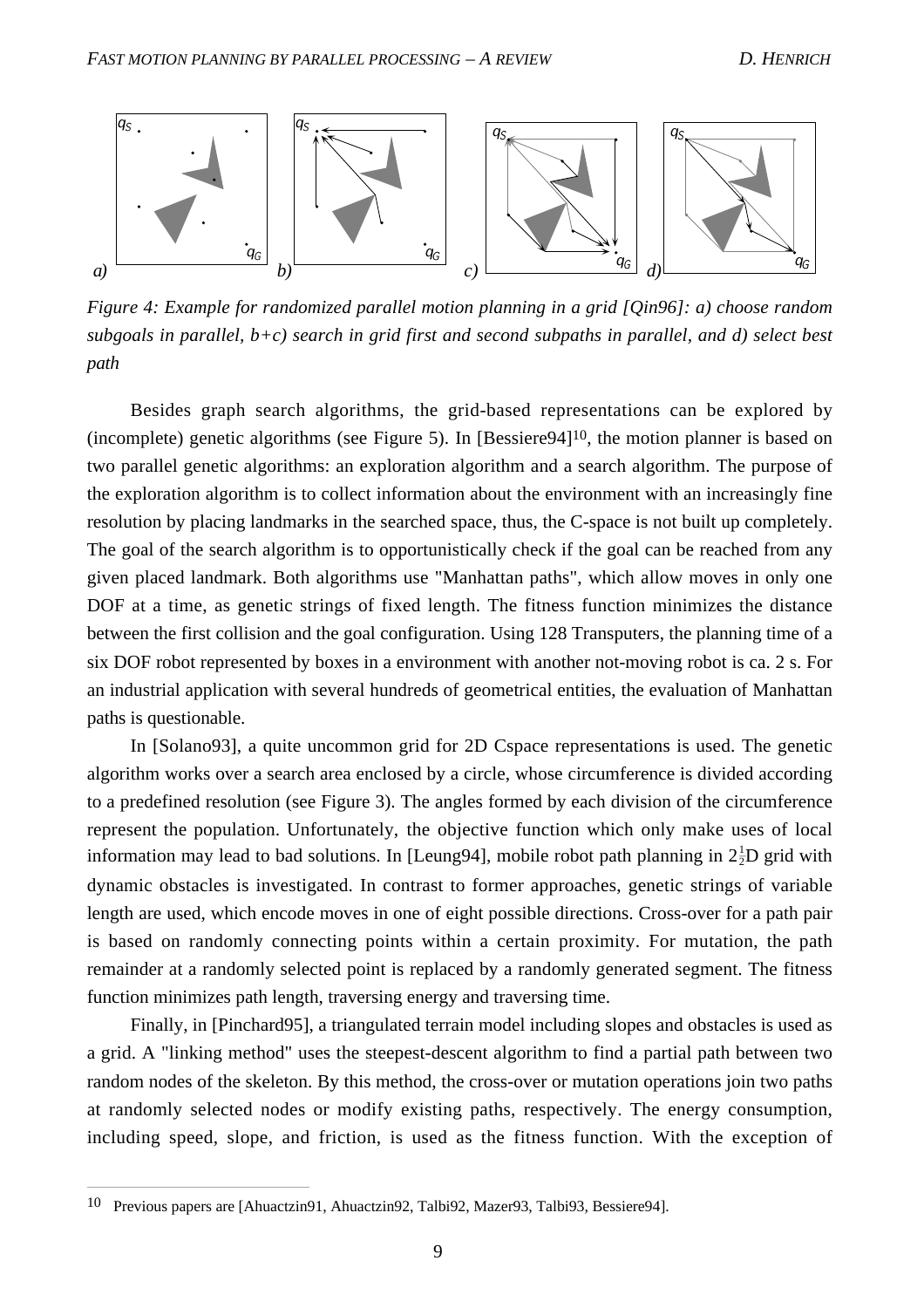*Figure 4: Example for randomized parallel motion planning in a grid [Qin96]: a) choose random subgoals in parallel, b+c) search in grid first and second subpaths in parallel, and d) select best path*

Besides graph search algorithms, the grid-based representations can be explored by (incomplete) genetic algorithms (see Figure 5). In [Bessiere94][10], the motion planner is based on two parallel genetic algorithms: an exploration algorithm and a search algorithm. The purpose of the exploration algorithm is to collect information about the environment with an increasingly fine resolution by placing landmarks in the searched space, thus, the C-space is not built up completely. The goal of the search algorithm is to opportunistically check if the goal can be reached from any given placed landmark. Both algorithms use "Manhattan paths", which allow moves in only one DOF at a time, as genetic strings of fixed length. The fitness function minimizes the distance between the first collision and the goal configuration. Using 128 Transputers, the planning time of a six DOF robot represented by boxes in a environment with another not-moving robot is ca. 2 s. For an industrial application with several hundreds of geometrical entities, the evaluation of Manhattan paths is questionable.

In [Solano93], a quite uncommon grid for 2D Cspace representations is used. The genetic algorithm works over a search area enclosed by a circle, whose circumference is divided according to a predefined resolution (see Figure 3). The angles formed by each division of the circumference represent the population. Unfortunately, the objective function which only make uses of local information may lead to bad solutions. In [Leung94], mobile robot path planning in $2\frac{1}{2}$D grid with dynamic obstacles is investigated. In contrast to former approaches, genetic strings of variable length are used, which encode moves in one of eight possible directions. Cross-over for a path pair is based on randomly connecting points within a certain proximity. For mutation, the path remainder at a randomly selected point is replaced by a randomly generated segment. The fitness function minimizes path length, traversing energy and traversing time.

Finally, in [Pinchard95], a triangulated terrain model including slopes and obstacles is used as a grid. A "linking method" uses the steepest-descent algorithm to find a partial path between two random nodes of the skeleton. By this method, the cross-over or mutation operations join two paths at randomly selected nodes or modify existing paths, respectively. The energy consumption, including speed, slope, and friction, is used as the fitness function. With the exception of

[10] Previous papers are [Ahuactzin91, Ahuactzin92, Talbi92, Mazer93, Talbi93, Bessiere94].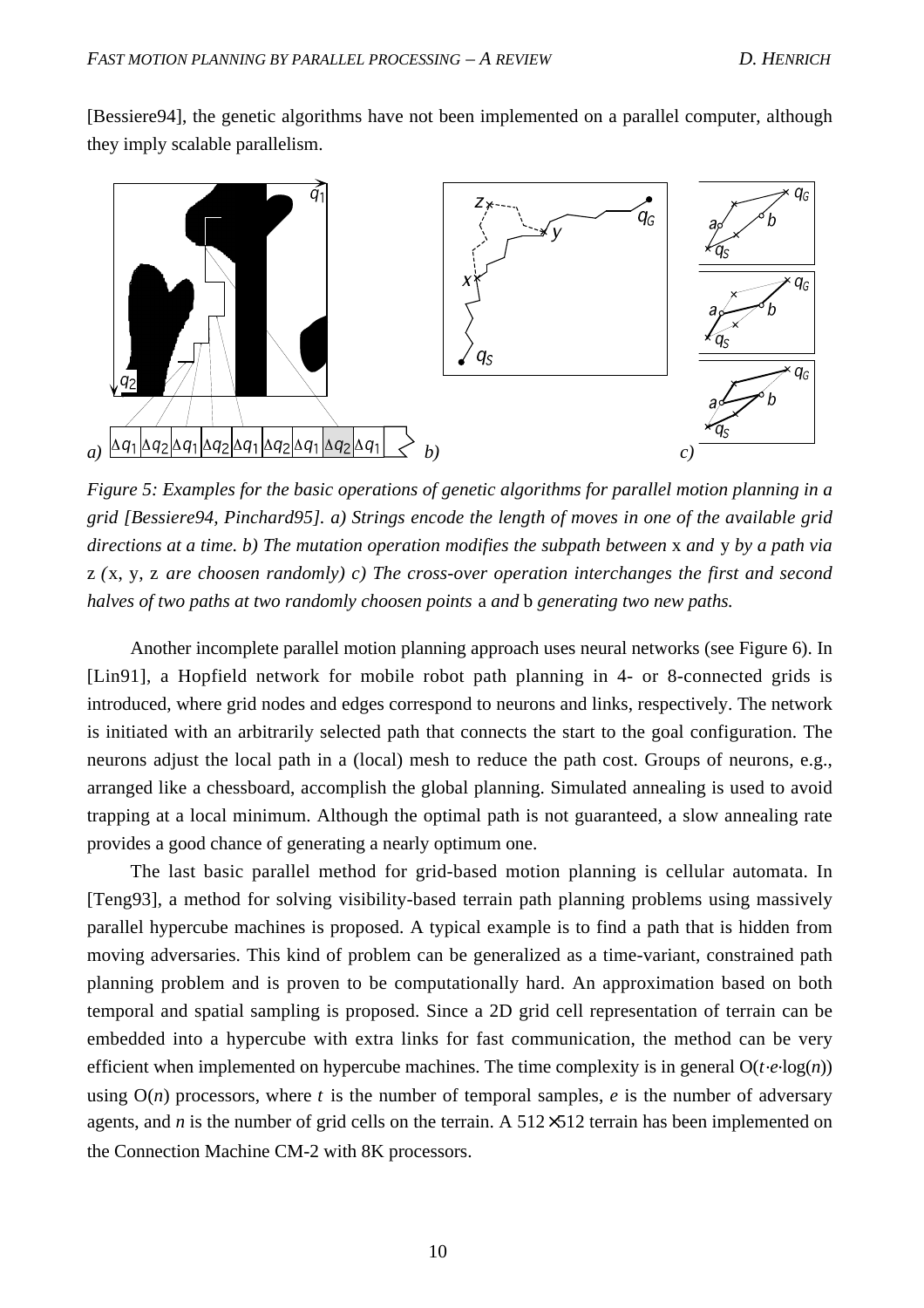[Bessiere94], the genetic algorithms have not been implemented on a parallel computer, although they imply scalable parallelism.

*Figure 5: Examples for the basic operations of genetic algorithms for parallel motion planning in a grid [Bessiere94, Pinchard95]. a) Strings encode the length of moves in one of the available grid directions at a time. b) The mutation operation modifies the subpath between* x *and* y *by a path via* z *(*x, y, z *are choosen randomly) c) The cross-over operation interchanges the first and second halves of two paths at two randomly choosen points* a *and* b *generating two new paths.*

Another incomplete parallel motion planning approach uses neural networks (see Figure 6). In [Lin91], a Hopfield network for mobile robot path planning in 4- or 8-connected grids is introduced, where grid nodes and edges correspond to neurons and links, respectively. The network is initiated with an arbitrarily selected path that connects the start to the goal configuration. The neurons adjust the local path in a (local) mesh to reduce the path cost. Groups of neurons, e.g., arranged like a chessboard, accomplish the global planning. Simulated annealing is used to avoid trapping at a local minimum. Although the optimal path is not guaranteed, a slow annealing rate provides a good chance of generating a nearly optimum one.

The last basic parallel method for grid-based motion planning is cellular automata. In [Teng93], a method for solving visibility-based terrain path planning problems using massively parallel hypercube machines is proposed. A typical example is to find a path that is hidden from moving adversaries. This kind of problem can be generalized as a time-variant, constrained path planning problem and is proven to be computationally hard. An approximation based on both temporal and spatial sampling is proposed. Since a 2D grid cell representation of terrain can be embedded into a hypercube with extra links for fast communication, the method can be very efficient when implemented on hypercube machines. The time complexity is in general $O(t \cdot e \cdot \log(n))$ using $O(n)$ processors, where $t$ is the number of temporal samples, $e$ is the number of adversary agents, and $n$ is the number of grid cells on the terrain. A $512 \times 512$ terrain has been implemented on the Connection Machine CM-2 with 8K processors.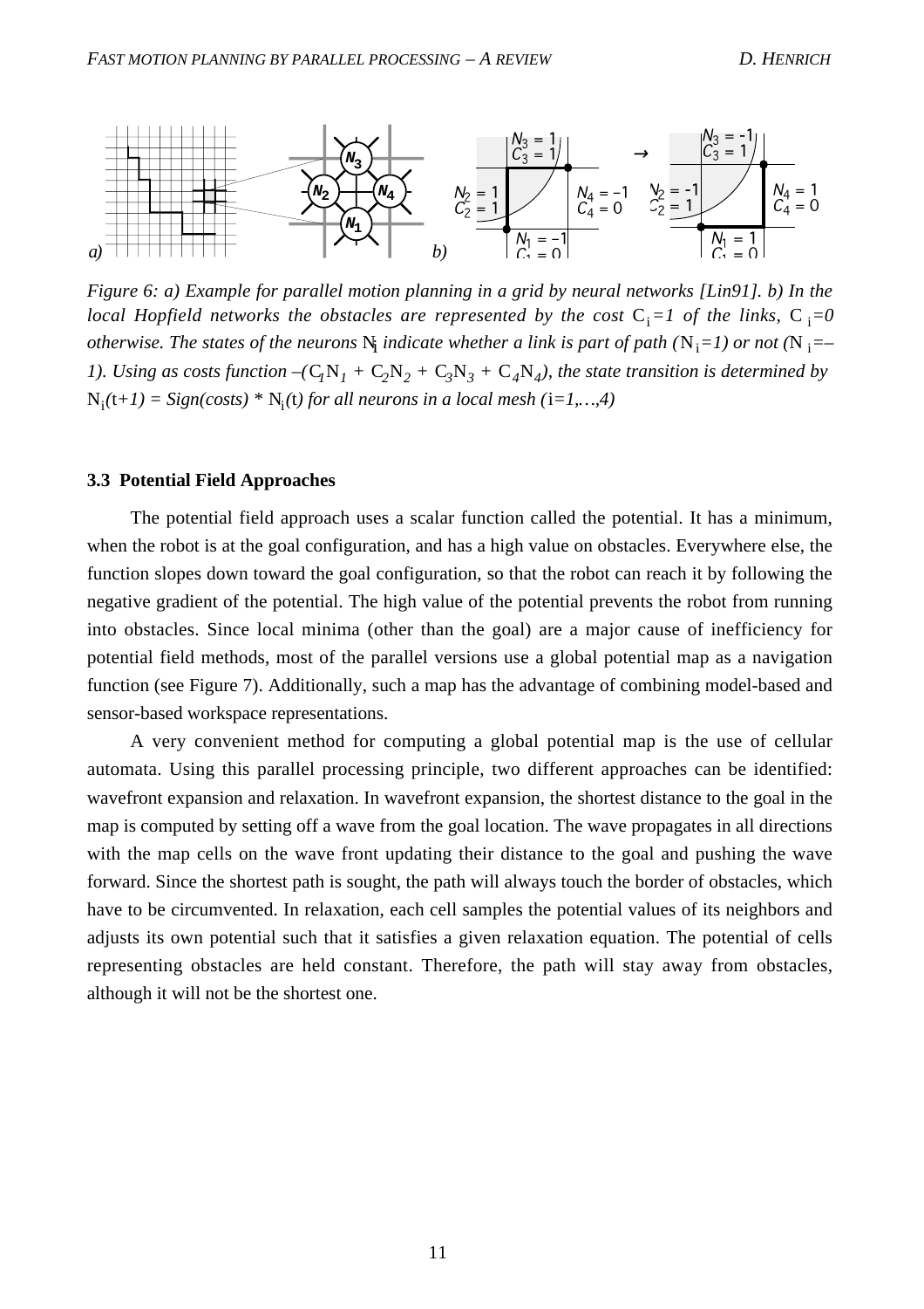*Figure 6: a) Example for parallel motion planning in a grid by neural networks [Lin91]. b) In the local Hopfield networks the obstacles are represented by the cost* $C_i = 1$ *of the links,* $C_i = 0$ *otherwise. The states of the neurons* $N_i$ *indicate whether a link is part of path (*$N_i = 1$*) or not (*$N_i = -1$*). Using as costs function* $-(C_1N_1 + C_2N_2 + C_3N_3 + C_4N_4)$*, the state transition is determined by* $N_i(t+1) = Sign(costs) * N_i(t)$ *for all neurons in a local mesh (*$i=1,\ldots,4$*)*

### 3.3 Potential Field Approaches

The potential field approach uses a scalar function called the potential. It has a minimum, when the robot is at the goal configuration, and has a high value on obstacles. Everywhere else, the function slopes down toward the goal configuration, so that the robot can reach it by following the negative gradient of the potential. The high value of the potential prevents the robot from running into obstacles. Since local minima (other than the goal) are a major cause of inefficiency for potential field methods, most of the parallel versions use a global potential map as a navigation function (see Figure 7). Additionally, such a map has the advantage of combining model-based and sensor-based workspace representations.

A very convenient method for computing a global potential map is the use of cellular automata. Using this parallel processing principle, two different approaches can be identified: wavefront expansion and relaxation. In wavefront expansion, the shortest distance to the goal in the map is computed by setting off a wave from the goal location. The wave propagates in all directions with the map cells on the wave front updating their distance to the goal and pushing the wave forward. Since the shortest path is sought, the path will always touch the border of obstacles, which have to be circumvented. In relaxation, each cell samples the potential values of its neighbors and adjusts its own potential such that it satisfies a given relaxation equation. The potential of cells representing obstacles are held constant. Therefore, the path will stay away from obstacles, although it will not be the shortest one.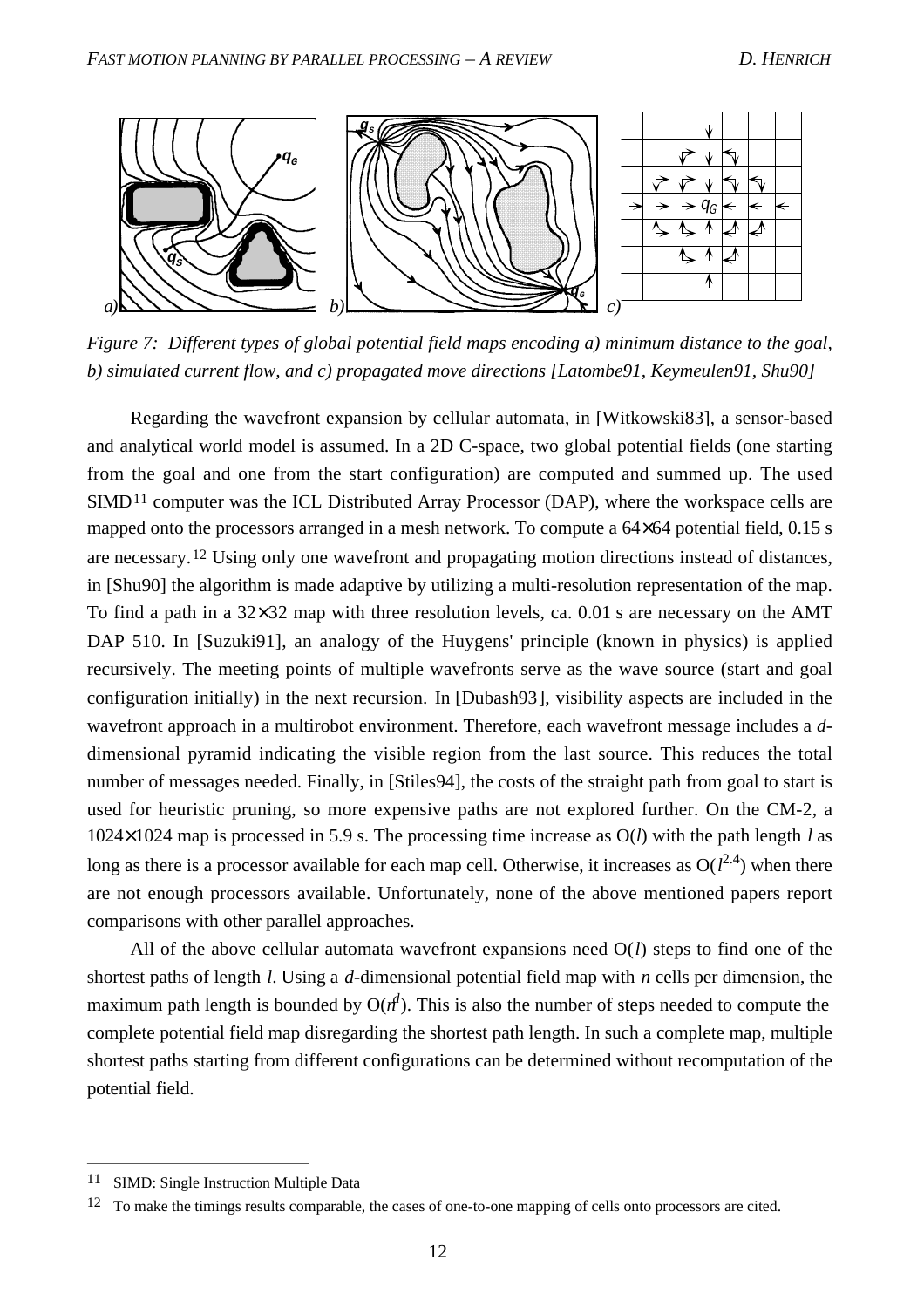*Figure 7: Different types of global potential field maps encoding a) minimum distance to the goal, b) simulated current flow, and c) propagated move directions [Latombe91, Keymeulen91, Shu90]*

Regarding the wavefront expansion by cellular automata, in [Witkowski83], a sensor-based and analytical world model is assumed. In a 2D C-space, two global potential fields (one starting from the goal and one from the start configuration) are computed and summed up. The used SIMD[11] computer was the ICL Distributed Array Processor (DAP), where the workspace cells are mapped onto the processors arranged in a mesh network. To compute a 64×64 potential field, 0.15 s are necessary.[12] Using only one wavefront and propagating motion directions instead of distances, in [Shu90] the algorithm is made adaptive by utilizing a multi-resolution representation of the map. To find a path in a 32×32 map with three resolution levels, ca. 0.01 s are necessary on the AMT DAP 510. In [Suzuki91], an analogy of the Huygens' principle (known in physics) is applied recursively. The meeting points of multiple wavefronts serve as the wave source (start and goal configuration initially) in the next recursion. In [Dubash93], visibility aspects are included in the wavefront approach in a multirobot environment. Therefore, each wavefront message includes a $d$-dimensional pyramid indicating the visible region from the last source. This reduces the total number of messages needed. Finally, in [Stiles94], the costs of the straight path from goal to start is used for heuristic pruning, so more expensive paths are not explored further. On the CM-2, a 1024×1024 map is processed in 5.9 s. The processing time increase as $O(l)$ with the path length $l$ as long as there is a processor available for each map cell. Otherwise, it increases as $O(l^{2.4})$ when there are not enough processors available. Unfortunately, none of the above mentioned papers report comparisons with other parallel approaches.

All of the above cellular automata wavefront expansions need $O(l)$ steps to find one of the shortest paths of length $l$. Using a $d$-dimensional potential field map with $n$ cells per dimension, the maximum path length is bounded by $O(n^d)$. This is also the number of steps needed to compute the complete potential field map disregarding the shortest path length. In such a complete map, multiple shortest paths starting from different configurations can be determined without recomputation of the potential field.

---

[11] SIMD: Single Instruction Multiple Data

[12] To make the timings results comparable, the cases of one-to-one mapping of cells onto processors are cited.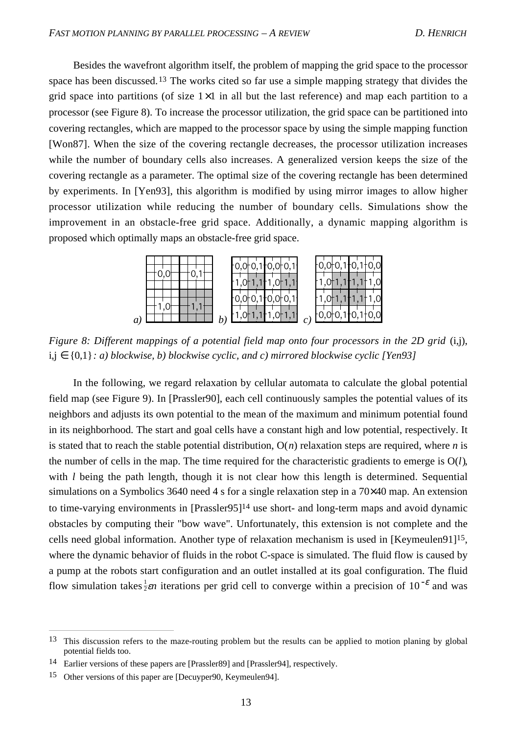Besides the wavefront algorithm itself, the problem of mapping the grid space to the processor space has been discussed.[13] The works cited so far use a simple mapping strategy that divides the grid space into partitions (of size $1\times1$ in all but the last reference) and map each partition to a processor (see Figure 8). To increase the processor utilization, the grid space can be partitioned into covering rectangles, which are mapped to the processor space by using the simple mapping function [Won87]. When the size of the covering rectangle decreases, the processor utilization increases while the number of boundary cells also increases. A generalized version keeps the size of the covering rectangle as a parameter. The optimal size of the covering rectangle has been determined by experiments. In [Yen93], this algorithm is modified by using mirror images to allow higher processor utilization while reducing the number of boundary cells. Simulations show the improvement in an obstacle-free grid space. Additionally, a dynamic mapping algorithm is proposed which optimally maps an obstacle-free grid space.

*Figure 8: Different mappings of a potential field map onto four processors in the 2D grid* (i,j), $i,j \in \{0,1\}$ *: a) blockwise, b) blockwise cyclic, and c) mirrored blockwise cyclic [Yen93]*

In the following, we regard relaxation by cellular automata to calculate the global potential field map (see Figure 9). In [Prassler90], each cell continuously samples the potential values of its neighbors and adjusts its own potential to the mean of the maximum and minimum potential found in its neighborhood. The start and goal cells have a constant high and low potential, respectively. It is stated that to reach the stable potential distribution, $O(n)$ relaxation steps are required, where $n$ is the number of cells in the map. The time required for the characteristic gradients to emerge is $O(l)$, with $l$ being the path length, though it is not clear how this length is determined. Sequential simulations on a Symbolics 3640 need 4 s for a single relaxation step in a $70\times40$ map. An extension to time-varying environments in [Prassler95][14] use short- and long-term maps and avoid dynamic obstacles by computing their "bow wave". Unfortunately, this extension is not complete and the cells need global information. Another type of relaxation mechanism is used in [Keymeulen91][15], where the dynamic behavior of fluids in the robot C-space is simulated. The fluid flow is caused by a pump at the robots start configuration and an outlet installed at its goal configuration. The fluid flow simulation takes $\frac{1}{2}\varepsilon n$ iterations per grid cell to converge within a precision of $10^{-\varepsilon}$ and was

---

[13] This discussion refers to the maze-routing problem but the results can be applied to motion planing by global potential fields too.

[14] Earlier versions of these papers are [Prassler89] and [Prassler94], respectively.

[15] Other versions of this paper are [Decuyper90, Keymeulen94].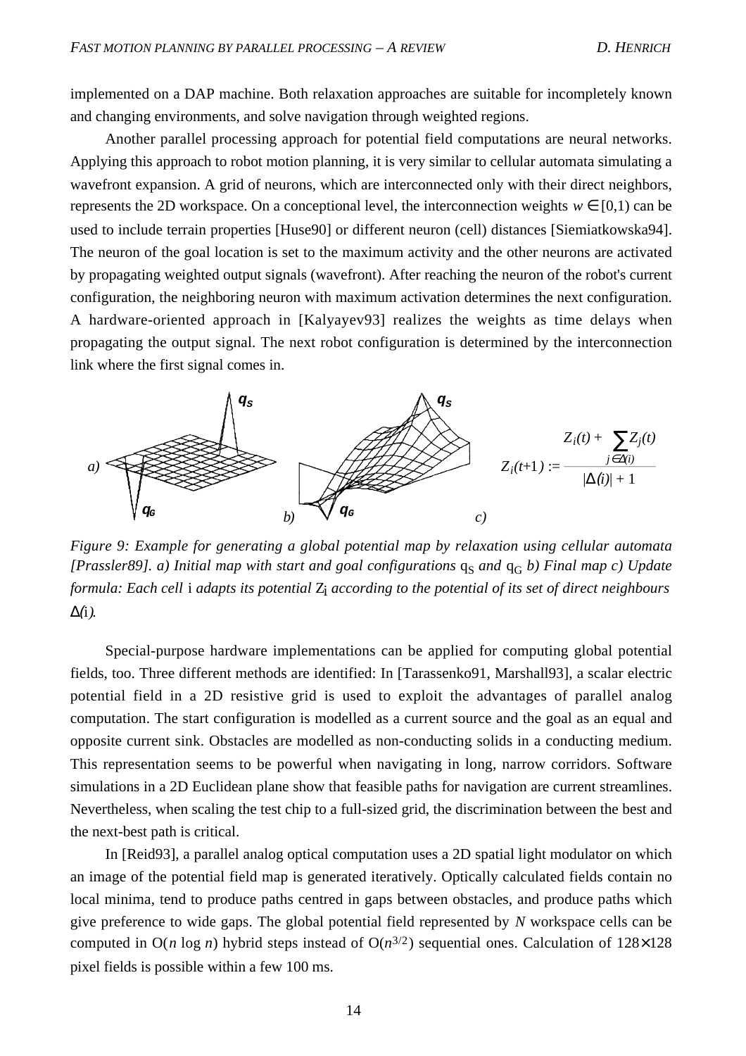implemented on a DAP machine. Both relaxation approaches are suitable for incompletely known and changing environments, and solve navigation through weighted regions.

Another parallel processing approach for potential field computations are neural networks. Applying this approach to robot motion planning, it is very similar to cellular automata simulating a wavefront expansion. A grid of neurons, which are interconnected only with their direct neighbors, represents the 2D workspace. On a conceptional level, the interconnection weights $w \in [0,1)$ can be used to include terrain properties [Huse90] or different neuron (cell) distances [Siemiatkowska94]. The neuron of the goal location is set to the maximum activity and the other neurons are activated by propagating weighted output signals (wavefront). After reaching the neuron of the robot's current configuration, the neighboring neuron with maximum activation determines the next configuration. A hardware-oriented approach in [Kalyayev93] realizes the weights as time delays when propagating the output signal. The next robot configuration is determined by the interconnection link where the first signal comes in.

$$Z_i(t+1) := \frac{Z_i(t) + \sum_{j \in \Delta(i)} Z_j(t)}{|\Delta(i)| + 1}$$

*Figure 9: Example for generating a global potential map by relaxation using cellular automata [Prassler89]. a) Initial map with start and goal configurations $q_S$ and $q_G$ b) Final map c) Update formula: Each cell i adapts its potential $Z_i$ according to the potential of its set of direct neighbours $\Delta(i)$.*

Special-purpose hardware implementations can be applied for computing global potential fields, too. Three different methods are identified: In [Tarassenko91, Marshall93], a scalar electric potential field in a 2D resistive grid is used to exploit the advantages of parallel analog computation. The start configuration is modelled as a current source and the goal as an equal and opposite current sink. Obstacles are modelled as non-conducting solids in a conducting medium. This representation seems to be powerful when navigating in long, narrow corridors. Software simulations in a 2D Euclidean plane show that feasible paths for navigation are current streamlines. Nevertheless, when scaling the test chip to a full-sized grid, the discrimination between the best and the next-best path is critical.

In [Reid93], a parallel analog optical computation uses a 2D spatial light modulator on which an image of the potential field map is generated iteratively. Optically calculated fields contain no local minima, tend to produce paths centred in gaps between obstacles, and produce paths which give preference to wide gaps. The global potential field represented by $N$ workspace cells can be computed in $O(n \log n)$ hybrid steps instead of $O(n^{3/2})$ sequential ones. Calculation of $128 \times 128$ pixel fields is possible within a few 100 ms.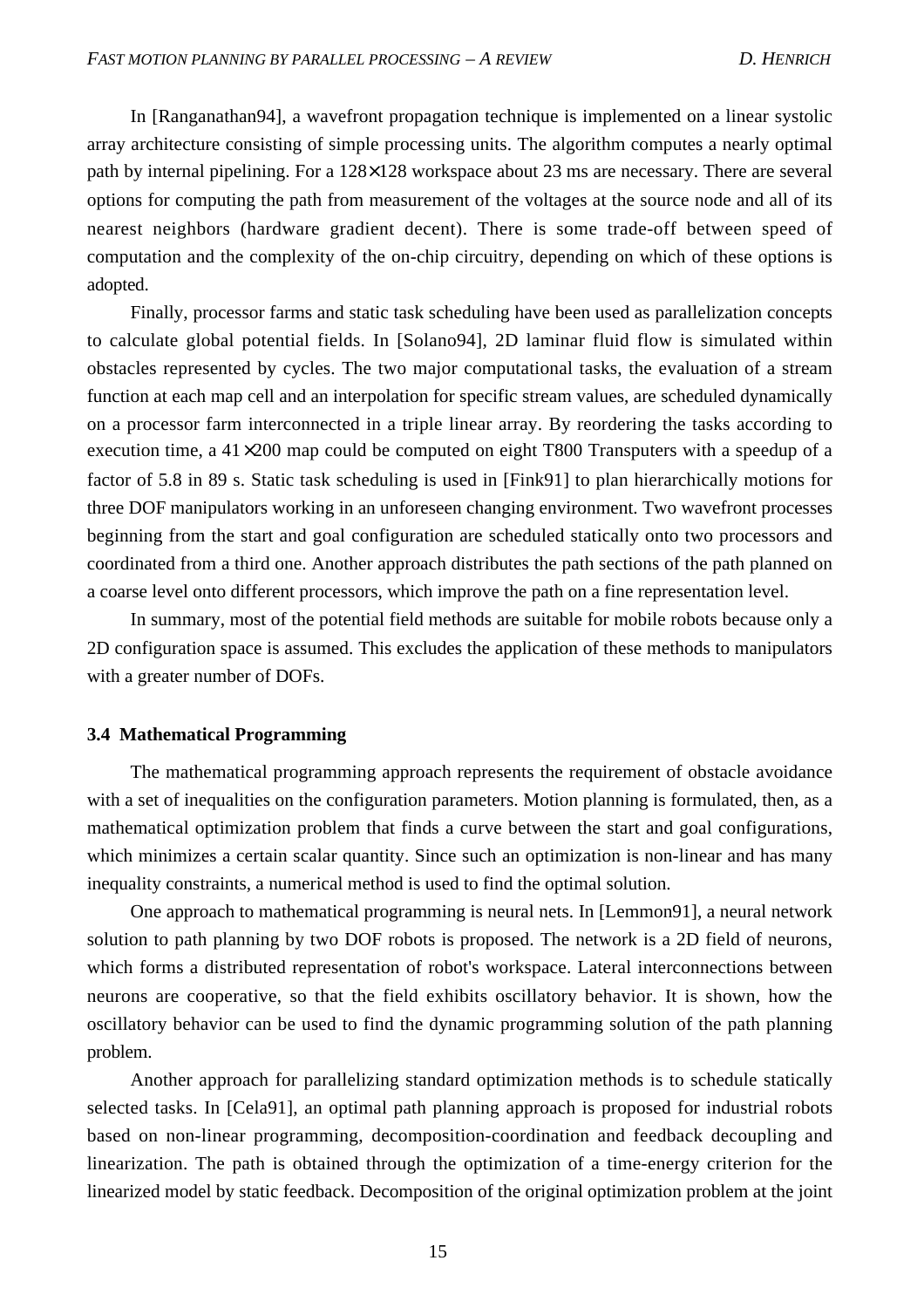In [Ranganathan94], a wavefront propagation technique is implemented on a linear systolic array architecture consisting of simple processing units. The algorithm computes a nearly optimal path by internal pipelining. For a 128×128 workspace about 23 ms are necessary. There are several options for computing the path from measurement of the voltages at the source node and all of its nearest neighbors (hardware gradient decent). There is some trade-off between speed of computation and the complexity of the on-chip circuitry, depending on which of these options is adopted.

Finally, processor farms and static task scheduling have been used as parallelization concepts to calculate global potential fields. In [Solano94], 2D laminar fluid flow is simulated within obstacles represented by cycles. The two major computational tasks, the evaluation of a stream function at each map cell and an interpolation for specific stream values, are scheduled dynamically on a processor farm interconnected in a triple linear array. By reordering the tasks according to execution time, a 41×200 map could be computed on eight T800 Transputers with a speedup of a factor of 5.8 in 89 s. Static task scheduling is used in [Fink91] to plan hierarchically motions for three DOF manipulators working in an unforeseen changing environment. Two wavefront processes beginning from the start and goal configuration are scheduled statically onto two processors and coordinated from a third one. Another approach distributes the path sections of the path planned on a coarse level onto different processors, which improve the path on a fine representation level.

In summary, most of the potential field methods are suitable for mobile robots because only a 2D configuration space is assumed. This excludes the application of these methods to manipulators with a greater number of DOFs.

### 3.4 Mathematical Programming

The mathematical programming approach represents the requirement of obstacle avoidance with a set of inequalities on the configuration parameters. Motion planning is formulated, then, as a mathematical optimization problem that finds a curve between the start and goal configurations, which minimizes a certain scalar quantity. Since such an optimization is non-linear and has many inequality constraints, a numerical method is used to find the optimal solution.

One approach to mathematical programming is neural nets. In [Lemmon91], a neural network solution to path planning by two DOF robots is proposed. The network is a 2D field of neurons, which forms a distributed representation of robot's workspace. Lateral interconnections between neurons are cooperative, so that the field exhibits oscillatory behavior. It is shown, how the oscillatory behavior can be used to find the dynamic programming solution of the path planning problem.

Another approach for parallelizing standard optimization methods is to schedule statically selected tasks. In [Cela91], an optimal path planning approach is proposed for industrial robots based on non-linear programming, decomposition-coordination and feedback decoupling and linearization. The path is obtained through the optimization of a time-energy criterion for the linearized model by static feedback. Decomposition of the original optimization problem at the joint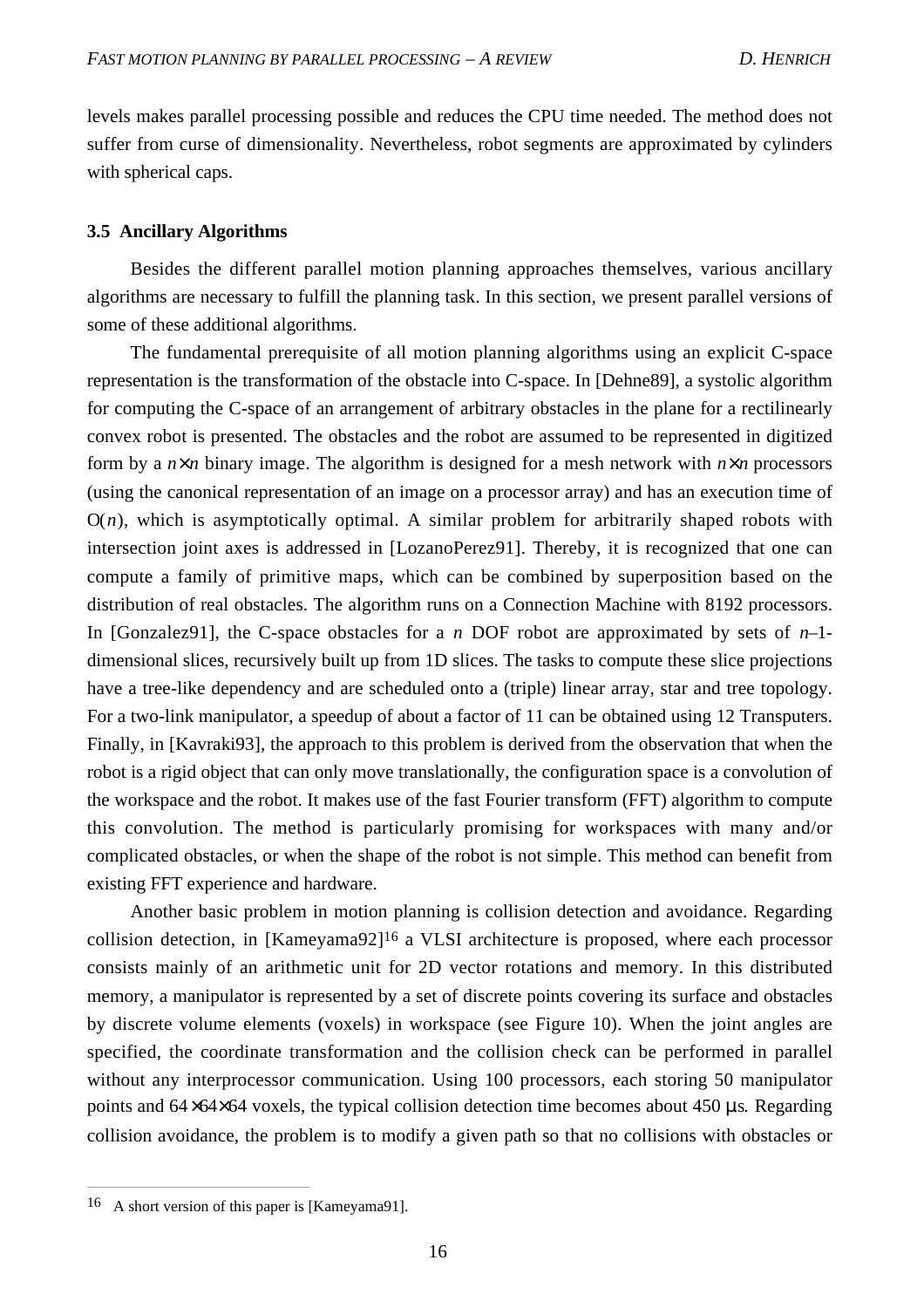levels makes parallel processing possible and reduces the CPU time needed. The method does not suffer from curse of dimensionality. Nevertheless, robot segments are approximated by cylinders with spherical caps.

### 3.5 Ancillary Algorithms

Besides the different parallel motion planning approaches themselves, various ancillary algorithms are necessary to fulfill the planning task. In this section, we present parallel versions of some of these additional algorithms.

The fundamental prerequisite of all motion planning algorithms using an explicit C-space representation is the transformation of the obstacle into C-space. In [Dehne89], a systolic algorithm for computing the C-space of an arrangement of arbitrary obstacles in the plane for a rectilinearly convex robot is presented. The obstacles and the robot are assumed to be represented in digitized form by a $n \times n$ binary image. The algorithm is designed for a mesh network with $n \times n$ processors (using the canonical representation of an image on a processor array) and has an execution time of $O(n)$, which is asymptotically optimal. A similar problem for arbitrarily shaped robots with intersection joint axes is addressed in [LozanoPerez91]. Thereby, it is recognized that one can compute a family of primitive maps, which can be combined by superposition based on the distribution of real obstacles. The algorithm runs on a Connection Machine with 8192 processors. In [Gonzalez91], the C-space obstacles for a $n$ DOF robot are approximated by sets of $n$–1-dimensional slices, recursively built up from 1D slices. The tasks to compute these slice projections have a tree-like dependency and are scheduled onto a (triple) linear array, star and tree topology. For a two-link manipulator, a speedup of about a factor of 11 can be obtained using 12 Transputers. Finally, in [Kavraki93], the approach to this problem is derived from the observation that when the robot is a rigid object that can only move translationally, the configuration space is a convolution of the workspace and the robot. It makes use of the fast Fourier transform (FFT) algorithm to compute this convolution. The method is particularly promising for workspaces with many and/or complicated obstacles, or when the shape of the robot is not simple. This method can benefit from existing FFT experience and hardware.

Another basic problem in motion planning is collision detection and avoidance. Regarding collision detection, in [Kameyama92][16] a VLSI architecture is proposed, where each processor consists mainly of an arithmetic unit for 2D vector rotations and memory. In this distributed memory, a manipulator is represented by a set of discrete points covering its surface and obstacles by discrete volume elements (voxels) in workspace (see Figure 10). When the joint angles are specified, the coordinate transformation and the collision check can be performed in parallel without any interprocessor communication. Using 100 processors, each storing 50 manipulator points and $64 \times 64 \times 64$ voxels, the typical collision detection time becomes about 450 μs. Regarding collision avoidance, the problem is to modify a given path so that no collisions with obstacles or

[16] A short version of this paper is [Kameyama91].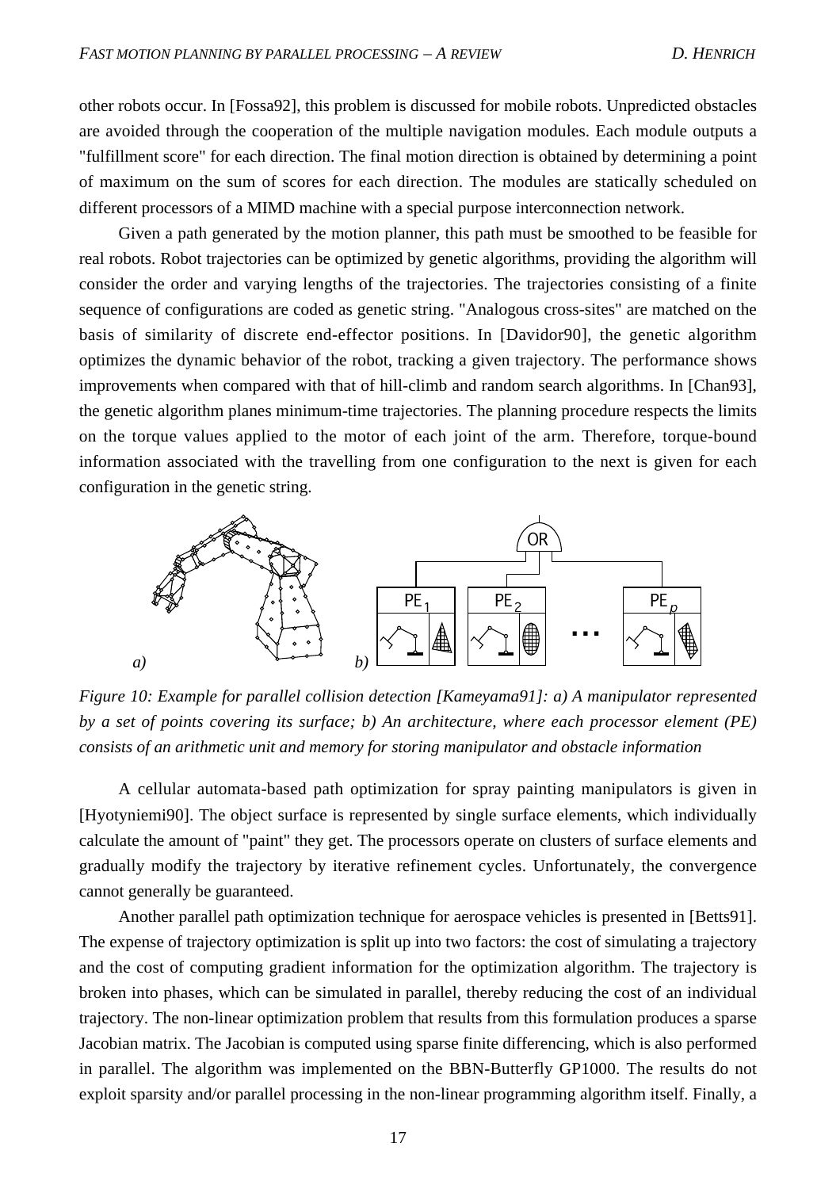other robots occur. In [Fossa92], this problem is discussed for mobile robots. Unpredicted obstacles are avoided through the cooperation of the multiple navigation modules. Each module outputs a "fulfillment score" for each direction. The final motion direction is obtained by determining a point of maximum on the sum of scores for each direction. The modules are statically scheduled on different processors of a MIMD machine with a special purpose interconnection network.

Given a path generated by the motion planner, this path must be smoothed to be feasible for real robots. Robot trajectories can be optimized by genetic algorithms, providing the algorithm will consider the order and varying lengths of the trajectories. The trajectories consisting of a finite sequence of configurations are coded as genetic string. "Analogous cross-sites" are matched on the basis of similarity of discrete end-effector positions. In [Davidor90], the genetic algorithm optimizes the dynamic behavior of the robot, tracking a given trajectory. The performance shows improvements when compared with that of hill-climb and random search algorithms. In [Chan93], the genetic algorithm planes minimum-time trajectories. The planning procedure respects the limits on the torque values applied to the motor of each joint of the arm. Therefore, torque-bound information associated with the travelling from one configuration to the next is given for each configuration in the genetic string.

*Figure 10: Example for parallel collision detection [Kameyama91]: a) A manipulator represented by a set of points covering its surface; b) An architecture, where each processor element (PE) consists of an arithmetic unit and memory for storing manipulator and obstacle information*

A cellular automata-based path optimization for spray painting manipulators is given in [Hyotyniemi90]. The object surface is represented by single surface elements, which individually calculate the amount of "paint" they get. The processors operate on clusters of surface elements and gradually modify the trajectory by iterative refinement cycles. Unfortunately, the convergence cannot generally be guaranteed.

Another parallel path optimization technique for aerospace vehicles is presented in [Betts91]. The expense of trajectory optimization is split up into two factors: the cost of simulating a trajectory and the cost of computing gradient information for the optimization algorithm. The trajectory is broken into phases, which can be simulated in parallel, thereby reducing the cost of an individual trajectory. The non-linear optimization problem that results from this formulation produces a sparse Jacobian matrix. The Jacobian is computed using sparse finite differencing, which is also performed in parallel. The algorithm was implemented on the BBN-Butterfly GP1000. The results do not exploit sparsity and/or parallel processing in the non-linear programming algorithm itself. Finally, a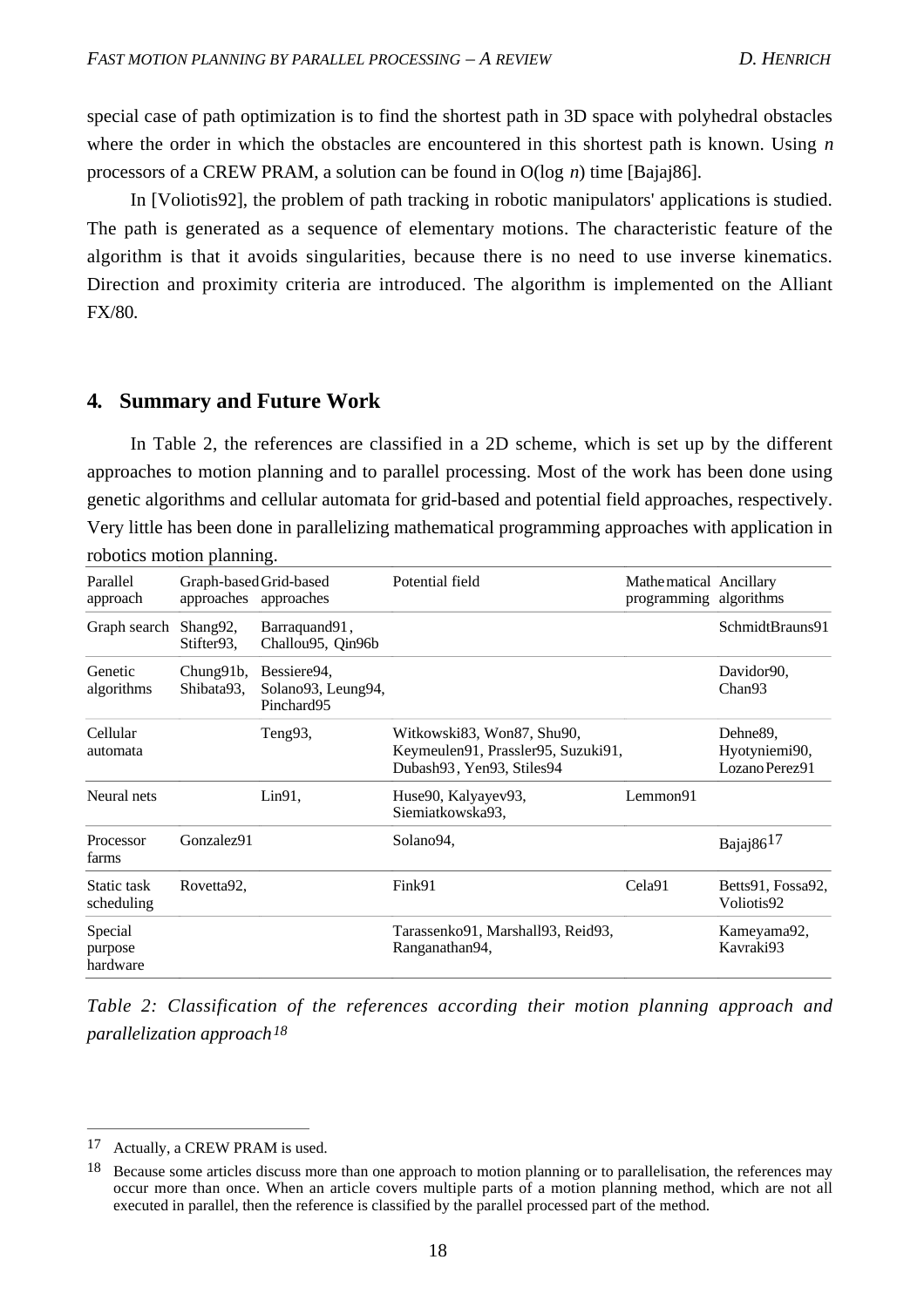special case of path optimization is to find the shortest path in 3D space with polyhedral obstacles where the order in which the obstacles are encountered in this shortest path is known. Using *n* processors of a CREW PRAM, a solution can be found in O(log *n*) time [Bajaj86].

In [Voliotis92], the problem of path tracking in robotic manipulators' applications is studied. The path is generated as a sequence of elementary motions. The characteristic feature of the algorithm is that it avoids singularities, because there is no need to use inverse kinematics. Direction and proximity criteria are introduced. The algorithm is implemented on the Alliant FX/80.

## 4. Summary and Future Work

In Table 2, the references are classified in a 2D scheme, which is set up by the different approaches to motion planning and to parallel processing. Most of the work has been done using genetic algorithms and cellular automata for grid-based and potential field approaches, respectively. Very little has been done in parallelizing mathematical programming approaches with application in robotics motion planning.

| Parallel approach | Graph-based approaches | Grid-based approaches | Potential field | Mathematical programming | Ancillary algorithms |
|---|---|---|---|---|---|
| Graph search | Shang92, Stifter93, | Barraquand91, Challou95, Qin96b | | | SchmidtBrauns91 |
| Genetic algorithms | Chung91b, Shibata93, | Bessiere94, Solano93, Leung94, Pinchard95 | | | Davidor90, Chan93 |
| Cellular automata | | Teng93, | Witkowski83, Won87, Shu90, Keymeulen91, Prassler95, Suzuki91, Dubash93, Yen93, Stiles94 | | Dehne89, Hyotyniemi90, LozanoPerez91 |
| Neural nets | | Lin91, | Huse90, Kalyayev93, Siemiatkowska93, | Lemmon91 | |
| Processor farms | Gonzalez91 | | Solano94, | | Bajaj86[17] |
| Static task scheduling | Rovetta92, | | Fink91 | Cela91 | Betts91, Fossa92, Voliotis92 |
| Special purpose hardware | | | Tarassenko91, Marshall93, Reid93, Ranganathan94, | | Kameyama92, Kavraki93 |

*Table 2: Classification of the references according their motion planning approach and parallelization approach[18]*

---

[17] Actually, a CREW PRAM is used.

[18] Because some articles discuss more than one approach to motion planning or to parallelisation, the references may occur more than once. When an article covers multiple parts of a motion planning method, which are not all executed in parallel, then the reference is classified by the parallel processed part of the method.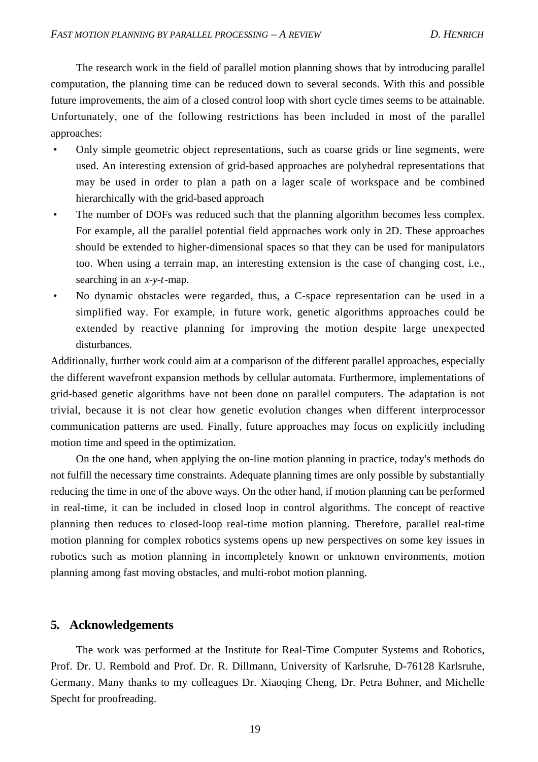The research work in the field of parallel motion planning shows that by introducing parallel computation, the planning time can be reduced down to several seconds. With this and possible future improvements, the aim of a closed control loop with short cycle times seems to be attainable. Unfortunately, one of the following restrictions has been included in most of the parallel approaches:

- Only simple geometric object representations, such as coarse grids or line segments, were used. An interesting extension of grid-based approaches are polyhedral representations that may be used in order to plan a path on a lager scale of workspace and be combined hierarchically with the grid-based approach
- The number of DOFs was reduced such that the planning algorithm becomes less complex. For example, all the parallel potential field approaches work only in 2D. These approaches should be extended to higher-dimensional spaces so that they can be used for manipulators too. When using a terrain map, an interesting extension is the case of changing cost, i.e., searching in an *x-y-t*-map.
- No dynamic obstacles were regarded, thus, a C-space representation can be used in a simplified way. For example, in future work, genetic algorithms approaches could be extended by reactive planning for improving the motion despite large unexpected disturbances.

Additionally, further work could aim at a comparison of the different parallel approaches, especially the different wavefront expansion methods by cellular automata. Furthermore, implementations of grid-based genetic algorithms have not been done on parallel computers. The adaptation is not trivial, because it is not clear how genetic evolution changes when different interprocessor communication patterns are used. Finally, future approaches may focus on explicitly including motion time and speed in the optimization.

On the one hand, when applying the on-line motion planning in practice, today's methods do not fulfill the necessary time constraints. Adequate planning times are only possible by substantially reducing the time in one of the above ways. On the other hand, if motion planning can be performed in real-time, it can be included in closed loop in control algorithms. The concept of reactive planning then reduces to closed-loop real-time motion planning. Therefore, parallel real-time motion planning for complex robotics systems opens up new perspectives on some key issues in robotics such as motion planning in incompletely known or unknown environments, motion planning among fast moving obstacles, and multi-robot motion planning.

## 5. Acknowledgements

The work was performed at the Institute for Real-Time Computer Systems and Robotics, Prof. Dr. U. Rembold and Prof. Dr. R. Dillmann, University of Karlsruhe, D-76128 Karlsruhe, Germany. Many thanks to my colleagues Dr. Xiaoqing Cheng, Dr. Petra Bohner, and Michelle Specht for proofreading.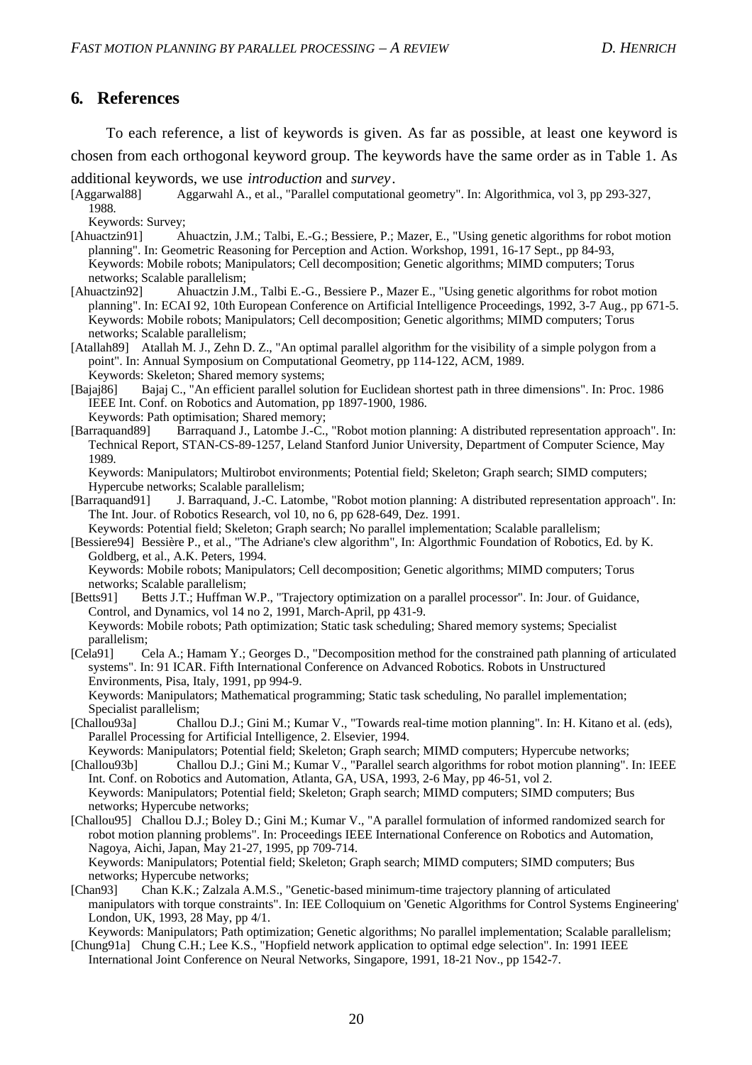## 6. References

To each reference, a list of keywords is given. As far as possible, at least one keyword is chosen from each orthogonal keyword group. The keywords have the same order as in Table 1. As additional keywords, we use *introduction* and *survey*.

[Aggarwal88] Aggarwahl A., et al., "Parallel computational geometry". In: Algorithmica, vol 3, pp 293-327, 1988.
Keywords: Survey;

[Ahuactzin91] Ahuactzin, J.M.; Talbi, E.-G.; Bessiere, P.; Mazer, E., "Using genetic algorithms for robot motion planning". In: Geometric Reasoning for Perception and Action. Workshop, 1991, 16-17 Sept., pp 84-93,
Keywords: Mobile robots; Manipulators; Cell decomposition; Genetic algorithms; MIMD computers; Torus networks; Scalable parallelism;

[Ahuactzin92] Ahuactzin J.M., Talbi E.-G., Bessiere P., Mazer E., "Using genetic algorithms for robot motion planning". In: ECAI 92, 10th European Conference on Artificial Intelligence Proceedings, 1992, 3-7 Aug., pp 671-5.
Keywords: Mobile robots; Manipulators; Cell decomposition; Genetic algorithms; MIMD computers; Torus networks; Scalable parallelism;

[Atallah89] Atallah M. J., Zehn D. Z., "An optimal parallel algorithm for the visibility of a simple polygon from a point". In: Annual Symposium on Computational Geometry, pp 114-122, ACM, 1989.
Keywords: Skeleton; Shared memory systems;

[Bajaj86] Bajaj C., "An efficient parallel solution for Euclidean shortest path in three dimensions". In: Proc. 1986 IEEE Int. Conf. on Robotics and Automation, pp 1897-1900, 1986.
Keywords: Path optimisation; Shared memory;

[Barraquand89] Barraquand J., Latombe J.-C., "Robot motion planning: A distributed representation approach". In: Technical Report, STAN-CS-89-1257, Leland Stanford Junior University, Department of Computer Science, May 1989.
Keywords: Manipulators; Multirobot environments; Potential field; Skeleton; Graph search; SIMD computers; Hypercube networks; Scalable parallelism;

[Barraquand91] J. Barraquand, J.-C. Latombe, "Robot motion planning: A distributed representation approach". In: The Int. Jour. of Robotics Research, vol 10, no 6, pp 628-649, Dez. 1991.
Keywords: Potential field; Skeleton; Graph search; No parallel implementation; Scalable parallelism;

[Bessiere94] Bessière P., et al., "The Adriane's clew algorithm", In: Algorthmic Foundation of Robotics, Ed. by K. Goldberg, et al., A.K. Peters, 1994.
Keywords: Mobile robots; Manipulators; Cell decomposition; Genetic algorithms; MIMD computers; Torus networks; Scalable parallelism;

[Betts91] Betts J.T.; Huffman W.P., "Trajectory optimization on a parallel processor". In: Jour. of Guidance, Control, and Dynamics, vol 14 no 2, 1991, March-April, pp 431-9.
Keywords: Mobile robots; Path optimization; Static task scheduling; Shared memory systems; Specialist parallelism;

[Cela91] Cela A.; Hamam Y.; Georges D., "Decomposition method for the constrained path planning of articulated systems". In: 91 ICAR. Fifth International Conference on Advanced Robotics. Robots in Unstructured Environments, Pisa, Italy, 1991, pp 994-9.
Keywords: Manipulators; Mathematical programming; Static task scheduling, No parallel implementation; Specialist parallelism;

[Challou93a] Challou D.J.; Gini M.; Kumar V., "Towards real-time motion planning". In: H. Kitano et al. (eds), Parallel Processing for Artificial Intelligence, 2. Elsevier, 1994.
Keywords: Manipulators; Potential field; Skeleton; Graph search; MIMD computers; Hypercube networks;

[Challou93b] Challou D.J.; Gini M.; Kumar V., "Parallel search algorithms for robot motion planning". In: IEEE Int. Conf. on Robotics and Automation, Atlanta, GA, USA, 1993, 2-6 May, pp 46-51, vol 2.
Keywords: Manipulators; Potential field; Skeleton; Graph search; MIMD computers; SIMD computers; Bus networks; Hypercube networks;

[Challou95] Challou D.J.; Boley D.; Gini M.; Kumar V., "A parallel formulation of informed randomized search for robot motion planning problems". In: Proceedings IEEE International Conference on Robotics and Automation, Nagoya, Aichi, Japan, May 21-27, 1995, pp 709-714.
Keywords: Manipulators; Potential field; Skeleton; Graph search; MIMD computers; SIMD computers; Bus networks; Hypercube networks;

[Chan93] Chan K.K.; Zalzala A.M.S., "Genetic-based minimum-time trajectory planning of articulated manipulators with torque constraints". In: IEE Colloquium on 'Genetic Algorithms for Control Systems Engineering' London, UK, 1993, 28 May, pp 4/1.
Keywords: Manipulators; Path optimization; Genetic algorithms; No parallel implementation; Scalable parallelism;

[Chung91a] Chung C.H.; Lee K.S., "Hopfield network application to optimal edge selection". In: 1991 IEEE International Joint Conference on Neural Networks, Singapore, 1991, 18-21 Nov., pp 1542-7.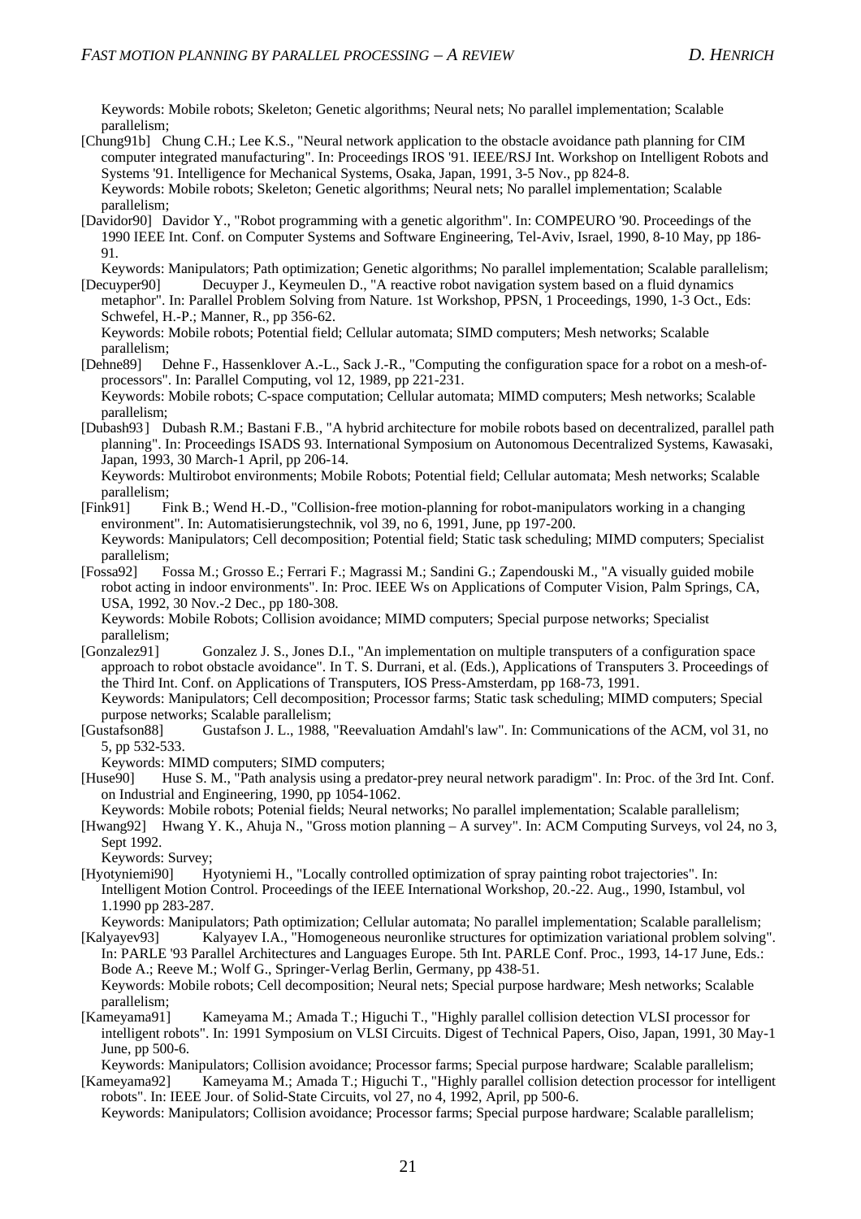Keywords: Mobile robots; Skeleton; Genetic algorithms; Neural nets; No parallel implementation; Scalable parallelism;

[Chung91b] Chung C.H.; Lee K.S., "Neural network application to the obstacle avoidance path planning for CIM computer integrated manufacturing". In: Proceedings IROS '91. IEEE/RSJ Int. Workshop on Intelligent Robots and Systems '91. Intelligence for Mechanical Systems, Osaka, Japan, 1991, 3-5 Nov., pp 824-8.
Keywords: Mobile robots; Skeleton; Genetic algorithms; Neural nets; No parallel implementation; Scalable parallelism;

[Davidor90] Davidor Y., "Robot programming with a genetic algorithm". In: COMPEURO '90. Proceedings of the 1990 IEEE Int. Conf. on Computer Systems and Software Engineering, Tel-Aviv, Israel, 1990, 8-10 May, pp 186-91.
Keywords: Manipulators; Path optimization; Genetic algorithms; No parallel implementation; Scalable parallelism;

[Decuyper90] Decuyper J., Keymeulen D., "A reactive robot navigation system based on a fluid dynamics metaphor". In: Parallel Problem Solving from Nature. 1st Workshop, PPSN, 1 Proceedings, 1990, 1-3 Oct., Eds: Schwefel, H.-P.; Manner, R., pp 356-62.
Keywords: Mobile robots; Potential field; Cellular automata; SIMD computers; Mesh networks; Scalable parallelism;

[Dehne89] Dehne F., Hassenklover A.-L., Sack J.-R., "Computing the configuration space for a robot on a mesh-of-processors". In: Parallel Computing, vol 12, 1989, pp 221-231.
Keywords: Mobile robots; C-space computation; Cellular automata; MIMD computers; Mesh networks; Scalable parallelism;

[Dubash93] Dubash R.M.; Bastani F.B., "A hybrid architecture for mobile robots based on decentralized, parallel path planning". In: Proceedings ISADS 93. International Symposium on Autonomous Decentralized Systems, Kawasaki, Japan, 1993, 30 March-1 April, pp 206-14.
Keywords: Multirobot environments; Mobile Robots; Potential field; Cellular automata; Mesh networks; Scalable parallelism;

[Fink91] Fink B.; Wend H.-D., "Collision-free motion-planning for robot-manipulators working in a changing environment". In: Automatisierungstechnik, vol 39, no 6, 1991, June, pp 197-200.
Keywords: Manipulators; Cell decomposition; Potential field; Static task scheduling; MIMD computers; Specialist parallelism;

[Fossa92] Fossa M.; Grosso E.; Ferrari F.; Magrassi M.; Sandini G.; Zapendouski M., "A visually guided mobile robot acting in indoor environments". In: Proc. IEEE Ws on Applications of Computer Vision, Palm Springs, CA, USA, 1992, 30 Nov.-2 Dec., pp 180-308.
Keywords: Mobile Robots; Collision avoidance; MIMD computers; Special purpose networks; Specialist parallelism;

[Gonzalez91] Gonzalez J. S., Jones D.I., "An implementation on multiple transputers of a configuration space approach to robot obstacle avoidance". In T. S. Durrani, et al. (Eds.), Applications of Transputers 3. Proceedings of the Third Int. Conf. on Applications of Transputers, IOS Press-Amsterdam, pp 168-73, 1991.
Keywords: Manipulators; Cell decomposition; Processor farms; Static task scheduling; MIMD computers; Special purpose networks; Scalable parallelism;

[Gustafson88] Gustafson J. L., 1988, "Reevaluation Amdahl's law". In: Communications of the ACM, vol 31, no 5, pp 532-533.
Keywords: MIMD computers; SIMD computers;

[Huse90] Huse S. M., "Path analysis using a predator-prey neural network paradigm". In: Proc. of the 3rd Int. Conf. on Industrial and Engineering, 1990, pp 1054-1062.
Keywords: Mobile robots; Potenial fields; Neural networks; No parallel implementation; Scalable parallelism;

[Hwang92] Hwang Y. K., Ahuja N., "Gross motion planning – A survey". In: ACM Computing Surveys, vol 24, no 3, Sept 1992.
Keywords: Survey;

[Hyotyniemi90] Hyotyniemi H., "Locally controlled optimization of spray painting robot trajectories". In: Intelligent Motion Control. Proceedings of the IEEE International Workshop, 20.-22. Aug., 1990, Istambul, vol 1.1990 pp 283-287.
Keywords: Manipulators; Path optimization; Cellular automata; No parallel implementation; Scalable parallelism;

[Kalyayev93] Kalyayev I.A., "Homogeneous neuronlike structures for optimization variational problem solving". In: PARLE '93 Parallel Architectures and Languages Europe. 5th Int. PARLE Conf. Proc., 1993, 14-17 June, Eds.: Bode A.; Reeve M.; Wolf G., Springer-Verlag Berlin, Germany, pp 438-51.
Keywords: Mobile robots; Cell decomposition; Neural nets; Special purpose hardware; Mesh networks; Scalable parallelism;

[Kameyama91] Kameyama M.; Amada T.; Higuchi T., "Highly parallel collision detection VLSI processor for intelligent robots". In: 1991 Symposium on VLSI Circuits. Digest of Technical Papers, Oiso, Japan, 1991, 30 May-1 June, pp 500-6.
Keywords: Manipulators; Collision avoidance; Processor farms; Special purpose hardware; Scalable parallelism;

[Kameyama92] Kameyama M.; Amada T.; Higuchi T., "Highly parallel collision detection processor for intelligent robots". In: IEEE Jour. of Solid-State Circuits, vol 27, no 4, 1992, April, pp 500-6.
Keywords: Manipulators; Collision avoidance; Processor farms; Special purpose hardware; Scalable parallelism;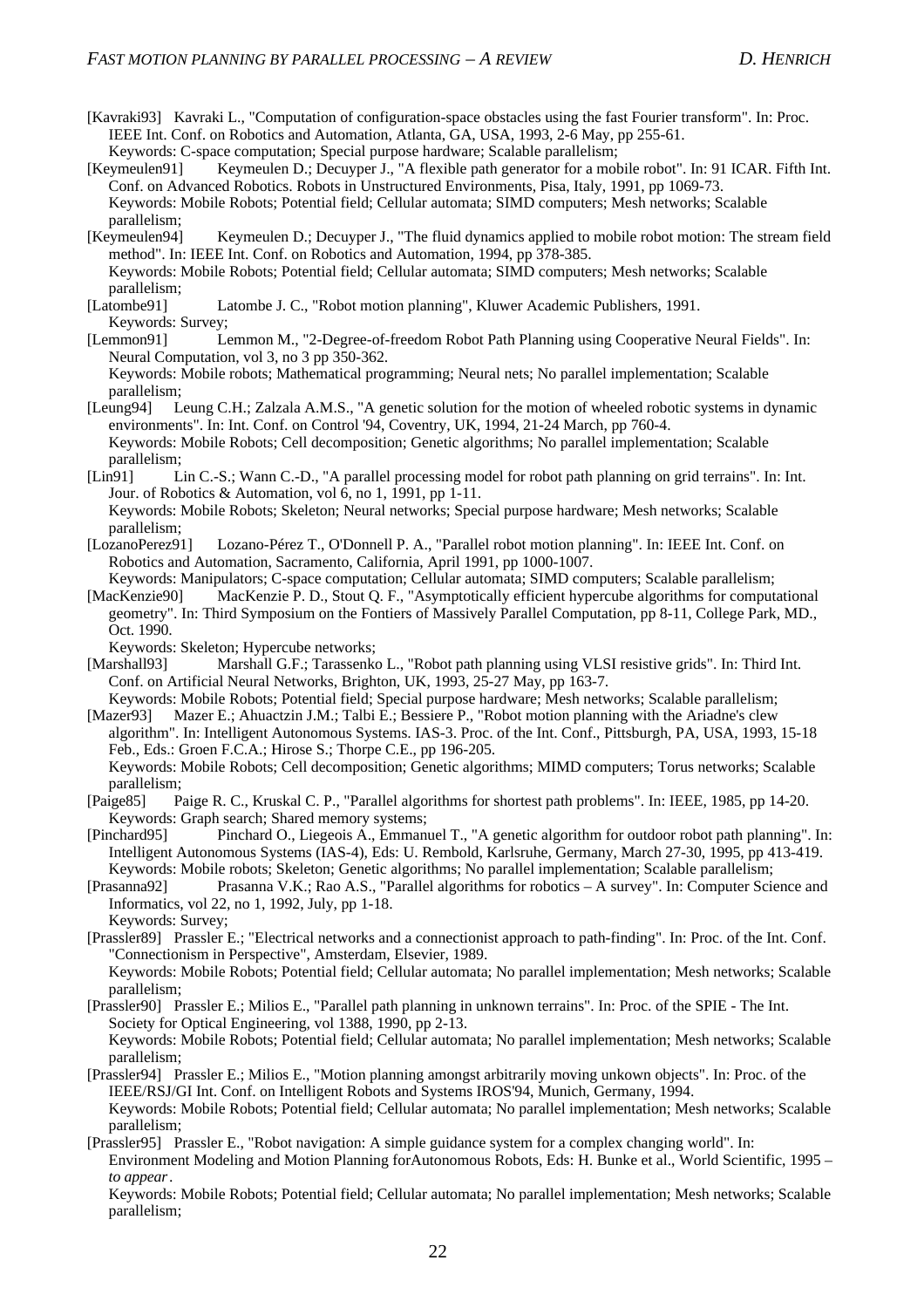[Kavraki93] Kavraki L., "Computation of configuration-space obstacles using the fast Fourier transform". In: Proc. IEEE Int. Conf. on Robotics and Automation, Atlanta, GA, USA, 1993, 2-6 May, pp 255-61.
Keywords: C-space computation; Special purpose hardware; Scalable parallelism;

[Keymeulen91] Keymeulen D.; Decuyper J., "A flexible path generator for a mobile robot". In: 91 ICAR. Fifth Int. Conf. on Advanced Robotics. Robots in Unstructured Environments, Pisa, Italy, 1991, pp 1069-73.
Keywords: Mobile Robots; Potential field; Cellular automata; SIMD computers; Mesh networks; Scalable parallelism;

[Keymeulen94] Keymeulen D.; Decuyper J., "The fluid dynamics applied to mobile robot motion: The stream field method". In: IEEE Int. Conf. on Robotics and Automation, 1994, pp 378-385.
Keywords: Mobile Robots; Potential field; Cellular automata; SIMD computers; Mesh networks; Scalable parallelism;

[Latombe91] Latombe J. C., "Robot motion planning", Kluwer Academic Publishers, 1991.
Keywords: Survey;

[Lemmon91] Lemmon M., "2-Degree-of-freedom Robot Path Planning using Cooperative Neural Fields". In: Neural Computation, vol 3, no 3 pp 350-362.
Keywords: Mobile robots; Mathematical programming; Neural nets; No parallel implementation; Scalable parallelism;

[Leung94] Leung C.H.; Zalzala A.M.S., "A genetic solution for the motion of wheeled robotic systems in dynamic environments". In: Int. Conf. on Control '94, Coventry, UK, 1994, 21-24 March, pp 760-4.
Keywords: Mobile Robots; Cell decomposition; Genetic algorithms; No parallel implementation; Scalable parallelism;

[Lin91] Lin C.-S.; Wann C.-D., "A parallel processing model for robot path planning on grid terrains". In: Int. Jour. of Robotics & Automation, vol 6, no 1, 1991, pp 1-11.
Keywords: Mobile Robots; Skeleton; Neural networks; Special purpose hardware; Mesh networks; Scalable parallelism;

[LozanoPerez91] Lozano-Pérez T., O'Donnell P. A., "Parallel robot motion planning". In: IEEE Int. Conf. on Robotics and Automation, Sacramento, California, April 1991, pp 1000-1007.
Keywords: Manipulators; C-space computation; Cellular automata; SIMD computers; Scalable parallelism;

[MacKenzie90] MacKenzie P. D., Stout Q. F., "Asymptotically efficient hypercube algorithms for computational geometry". In: Third Symposium on the Fontiers of Massively Parallel Computation, pp 8-11, College Park, MD., Oct. 1990.
Keywords: Skeleton; Hypercube networks;

[Marshall93] Marshall G.F.; Tarassenko L., "Robot path planning using VLSI resistive grids". In: Third Int. Conf. on Artificial Neural Networks, Brighton, UK, 1993, 25-27 May, pp 163-7.
Keywords: Mobile Robots; Potential field; Special purpose hardware; Mesh networks; Scalable parallelism;

[Mazer93] Mazer E.; Ahuactzin J.M.; Talbi E.; Bessiere P., "Robot motion planning with the Ariadne's clew algorithm". In: Intelligent Autonomous Systems. IAS-3. Proc. of the Int. Conf., Pittsburgh, PA, USA, 1993, 15-18 Feb., Eds.: Groen F.C.A.; Hirose S.; Thorpe C.E., pp 196-205.
Keywords: Mobile Robots; Cell decomposition; Genetic algorithms; MIMD computers; Torus networks; Scalable parallelism;

[Paige85] Paige R. C., Kruskal C. P., "Parallel algorithms for shortest path problems". In: IEEE, 1985, pp 14-20.
Keywords: Graph search; Shared memory systems;

[Pinchard95] Pinchard O., Liegeois A., Emmanuel T., "A genetic algorithm for outdoor robot path planning". In: Intelligent Autonomous Systems (IAS-4), Eds: U. Rembold, Karlsruhe, Germany, March 27-30, 1995, pp 413-419.
Keywords: Mobile robots; Skeleton; Genetic algorithms; No parallel implementation; Scalable parallelism;

[Prasanna92] Prasanna V.K.; Rao A.S., "Parallel algorithms for robotics – A survey". In: Computer Science and Informatics, vol 22, no 1, 1992, July, pp 1-18.
Keywords: Survey;

[Prassler89] Prassler E.; "Electrical networks and a connectionist approach to path-finding". In: Proc. of the Int. Conf. "Connectionism in Perspective", Amsterdam, Elsevier, 1989.
Keywords: Mobile Robots; Potential field; Cellular automata; No parallel implementation; Mesh networks; Scalable parallelism;

[Prassler90] Prassler E.; Milios E., "Parallel path planning in unknown terrains". In: Proc. of the SPIE - The Int. Society for Optical Engineering, vol 1388, 1990, pp 2-13.
Keywords: Mobile Robots; Potential field; Cellular automata; No parallel implementation; Mesh networks; Scalable parallelism;

[Prassler94] Prassler E.; Milios E., "Motion planning amongst arbitrarily moving unkown objects". In: Proc. of the IEEE/RSJ/GI Int. Conf. on Intelligent Robots and Systems IROS'94, Munich, Germany, 1994.
Keywords: Mobile Robots; Potential field; Cellular automata; No parallel implementation; Mesh networks; Scalable parallelism;

[Prassler95] Prassler E., "Robot navigation: A simple guidance system for a complex changing world". In: Environment Modeling and Motion Planning forAutonomous Robots, Eds: H. Bunke et al., World Scientific, 1995 – *to appear*.
Keywords: Mobile Robots; Potential field; Cellular automata; No parallel implementation; Mesh networks; Scalable parallelism;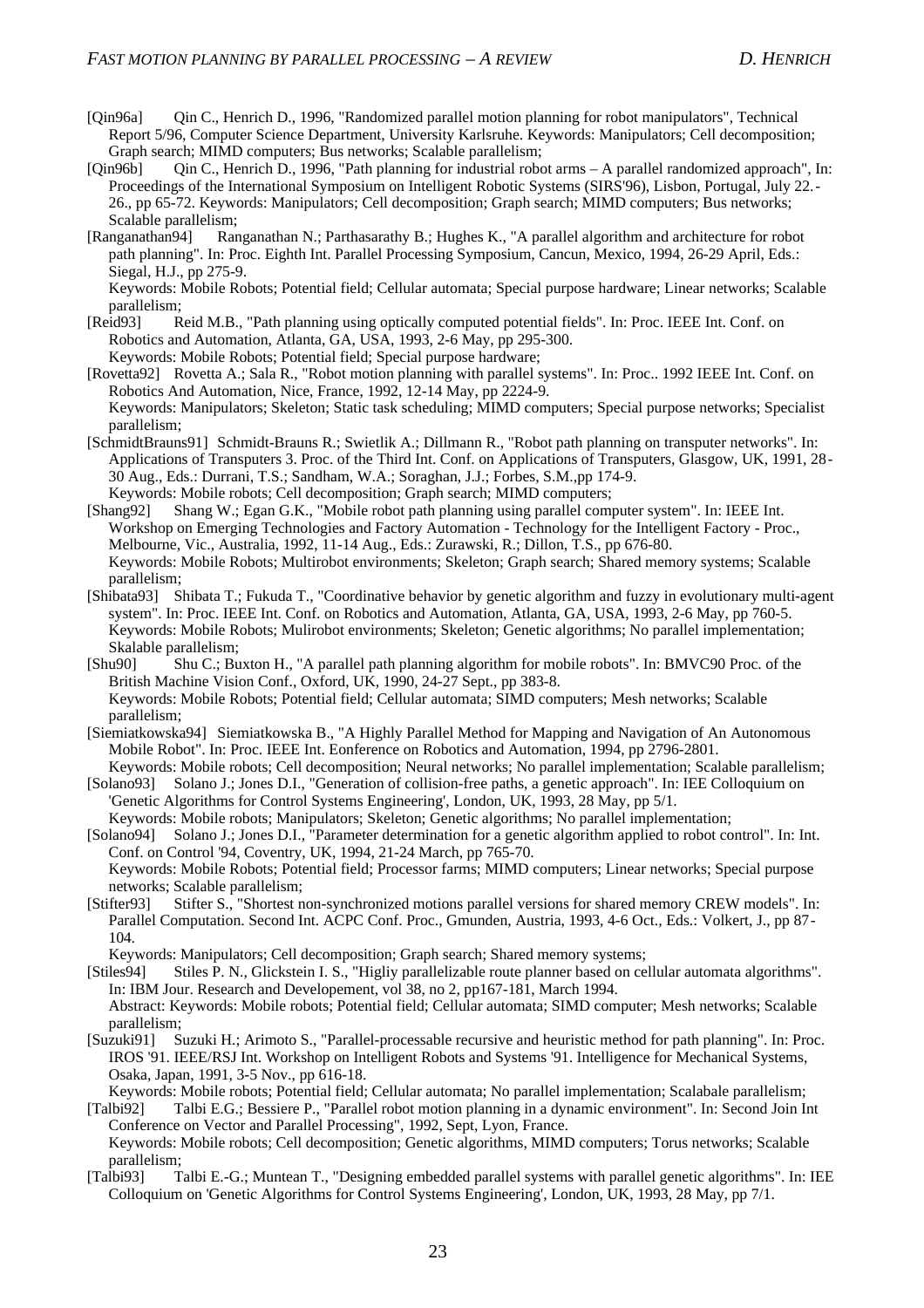[Qin96a] Qin C., Henrich D., 1996, "Randomized parallel motion planning for robot manipulators", Technical Report 5/96, Computer Science Department, University Karlsruhe. Keywords: Manipulators; Cell decomposition; Graph search; MIMD computers; Bus networks; Scalable parallelism;

[Qin96b] Qin C., Henrich D., 1996, "Path planning for industrial robot arms – A parallel randomized approach", In: Proceedings of the International Symposium on Intelligent Robotic Systems (SIRS'96), Lisbon, Portugal, July 22.-26., pp 65-72. Keywords: Manipulators; Cell decomposition; Graph search; MIMD computers; Bus networks; Scalable parallelism;

[Ranganathan94] Ranganathan N.; Parthasarathy B.; Hughes K., "A parallel algorithm and architecture for robot path planning". In: Proc. Eighth Int. Parallel Processing Symposium, Cancun, Mexico, 1994, 26-29 April, Eds.: Siegal, H.J., pp 275-9.
Keywords: Mobile Robots; Potential field; Cellular automata; Special purpose hardware; Linear networks; Scalable parallelism;

[Reid93] Reid M.B., "Path planning using optically computed potential fields". In: Proc. IEEE Int. Conf. on Robotics and Automation, Atlanta, GA, USA, 1993, 2-6 May, pp 295-300.
Keywords: Mobile Robots; Potential field; Special purpose hardware;

[Rovetta92] Rovetta A.; Sala R., "Robot motion planning with parallel systems". In: Proc.. 1992 IEEE Int. Conf. on Robotics And Automation, Nice, France, 1992, 12-14 May, pp 2224-9.
Keywords: Manipulators; Skeleton; Static task scheduling; MIMD computers; Special purpose networks; Specialist parallelism;

[SchmidtBrauns91] Schmidt-Brauns R.; Swietlik A.; Dillmann R., "Robot path planning on transputer networks". In: Applications of Transputers 3. Proc. of the Third Int. Conf. on Applications of Transputers, Glasgow, UK, 1991, 28-30 Aug., Eds.: Durrani, T.S.; Sandham, W.A.; Soraghan, J.J.; Forbes, S.M.,pp 174-9.
Keywords: Mobile robots; Cell decomposition; Graph search; MIMD computers;

[Shang92] Shang W.; Egan G.K., "Mobile robot path planning using parallel computer system". In: IEEE Int. Workshop on Emerging Technologies and Factory Automation - Technology for the Intelligent Factory - Proc., Melbourne, Vic., Australia, 1992, 11-14 Aug., Eds.: Zurawski, R.; Dillon, T.S., pp 676-80.
Keywords: Mobile Robots; Multirobot environments; Skeleton; Graph search; Shared memory systems; Scalable parallelism;

[Shibata93] Shibata T.; Fukuda T., "Coordinative behavior by genetic algorithm and fuzzy in evolutionary multi-agent system". In: Proc. IEEE Int. Conf. on Robotics and Automation, Atlanta, GA, USA, 1993, 2-6 May, pp 760-5.
Keywords: Mobile Robots; Mulirobot environments; Skeleton; Genetic algorithms; No parallel implementation; Skalable parallelism;

[Shu90] Shu C.; Buxton H., "A parallel path planning algorithm for mobile robots". In: BMVC90 Proc. of the British Machine Vision Conf., Oxford, UK, 1990, 24-27 Sept., pp 383-8.
Keywords: Mobile Robots; Potential field; Cellular automata; SIMD computers; Mesh networks; Scalable parallelism;

[Siemiatkowska94] Siemiatkowska B., "A Highly Parallel Method for Mapping and Navigation of An Autonomous Mobile Robot". In: Proc. IEEE Int. Eonference on Robotics and Automation, 1994, pp 2796-2801.
Keywords: Mobile robots; Cell decomposition; Neural networks; No parallel implementation; Scalable parallelism;

[Solano93] Solano J.; Jones D.I., "Generation of collision-free paths, a genetic approach". In: IEE Colloquium on 'Genetic Algorithms for Control Systems Engineering', London, UK, 1993, 28 May, pp 5/1.
Keywords: Mobile robots; Manipulators; Skeleton; Genetic algorithms; No parallel implementation;

[Solano94] Solano J.; Jones D.I., "Parameter determination for a genetic algorithm applied to robot control". In: Int. Conf. on Control '94, Coventry, UK, 1994, 21-24 March, pp 765-70.
Keywords: Mobile Robots; Potential field; Processor farms; MIMD computers; Linear networks; Special purpose networks; Scalable parallelism;

[Stifter93] Stifter S., "Shortest non-synchronized motions parallel versions for shared memory CREW models". In: Parallel Computation. Second Int. ACPC Conf. Proc., Gmunden, Austria, 1993, 4-6 Oct., Eds.: Volkert, J., pp 87-104.
Keywords: Manipulators; Cell decomposition; Graph search; Shared memory systems;

[Stiles94] Stiles P. N., Glickstein I. S., "Higliy parallelizable route planner based on cellular automata algorithms". In: IBM Jour. Research and Developement, vol 38, no 2, pp167-181, March 1994.
Abstract: Keywords: Mobile robots; Potential field; Cellular automata; SIMD computer; Mesh networks; Scalable parallelism;

[Suzuki91] Suzuki H.; Arimoto S., "Parallel-processable recursive and heuristic method for path planning". In: Proc. IROS '91. IEEE/RSJ Int. Workshop on Intelligent Robots and Systems '91. Intelligence for Mechanical Systems, Osaka, Japan, 1991, 3-5 Nov., pp 616-18.
Keywords: Mobile robots; Potential field; Cellular automata; No parallel implementation; Scalabale parallelism;

[Talbi92] Talbi E.G.; Bessiere P., "Parallel robot motion planning in a dynamic environment". In: Second Join Int Conference on Vector and Parallel Processing", 1992, Sept, Lyon, France.
Keywords: Mobile robots; Cell decomposition; Genetic algorithms, MIMD computers; Torus networks; Scalable parallelism;

[Talbi93] Talbi E.-G.; Muntean T., "Designing embedded parallel systems with parallel genetic algorithms". In: IEE Colloquium on 'Genetic Algorithms for Control Systems Engineering', London, UK, 1993, 28 May, pp 7/1.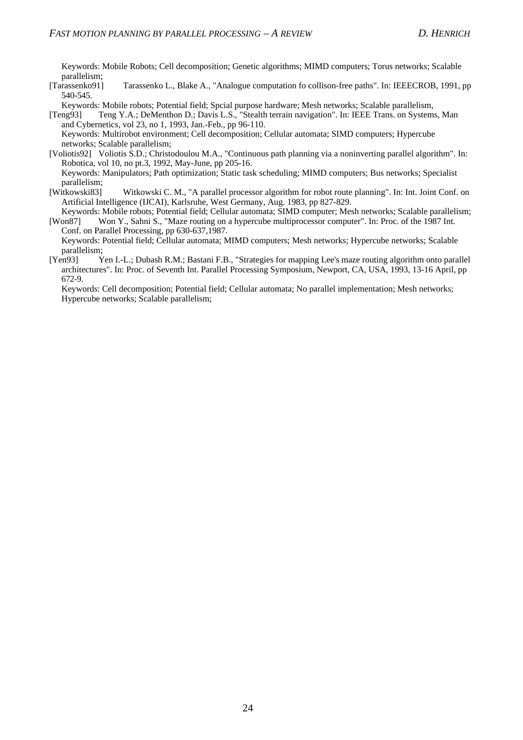Keywords: Mobile Robots; Cell decomposition; Genetic algorithms; MIMD computers; Torus networks; Scalable parallelism;

[Tarassenko91] Tarassenko L., Blake A., "Analogue computation fo collison-free paths". In: IEEECROB, 1991, pp 540-545.
Keywords: Mobile robots; Potential field; Spcial purpose hardware; Mesh networks; Scalable parallelism,

[Teng93] Teng Y.A.; DeMenthon D.; Davis L.S., "Stealth terrain navigation". In: IEEE Trans. on Systems, Man and Cybernetics, vol 23, no 1, 1993, Jan.-Feb., pp 96-110.
Keywords: Multirobot environment; Cell decomposition; Cellular automata; SIMD computers; Hypercube networks; Scalable parallelism;

[Voliotis92] Voliotis S.D.; Christodoulou M.A., "Continuous path planning via a noninverting parallel algorithm". In: Robotica, vol 10, no pt.3, 1992, May-June, pp 205-16.
Keywords: Manipulators; Path optimization; Static task scheduling; MIMD computers; Bus networks; Specialist parallelism;

[Witkowski83] Witkowski C. M., "A parallel processor algorithm for robot route planning". In: Int. Joint Conf. on Artificial Intelligence (IJCAI), Karlsruhe, West Germany, Aug. 1983, pp 827-829.
Keywords: Mobile robots; Potential field; Cellular automata; SIMD computer; Mesh networks; Scalable parallelism;

[Won87] Won Y., Sahni S., "Maze routing on a hypercube multiprocessor computer". In: Proc. of the 1987 Int. Conf. on Parallel Processing, pp 630-637,1987.
Keywords: Potential field; Cellular automata; MIMD computers; Mesh networks; Hypercube networks; Scalable parallelism;

[Yen93] Yen I.-L.; Dubash R.M.; Bastani F.B., "Strategies for mapping Lee's maze routing algorithm onto parallel architectures". In: Proc. of Seventh Int. Parallel Processing Symposium, Newport, CA, USA, 1993, 13-16 April, pp 672-9.
Keywords: Cell decomposition; Potential field; Cellular automata; No parallel implementation; Mesh networks; Hypercube networks; Scalable parallelism;